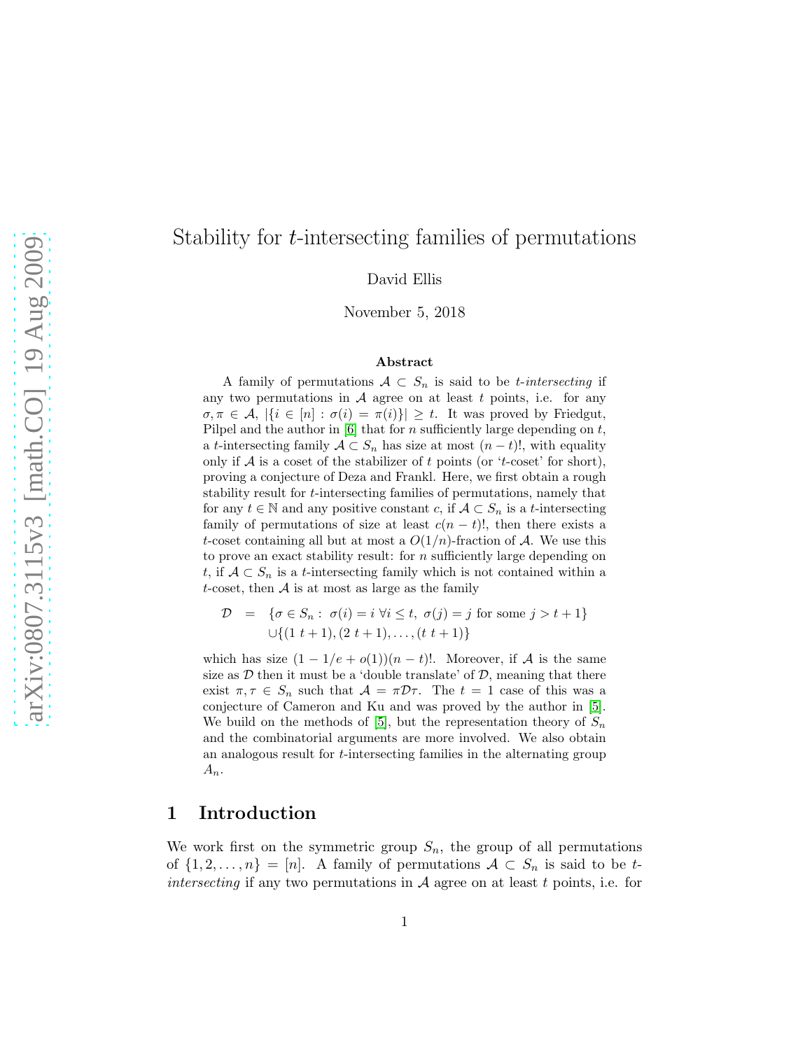# Stability for $t$-intersecting families of permutations

David Ellis

November 5, 2018

### Abstract

A family of permutations $\mathcal{A} \subset S_n$ is said to be *t-intersecting* if any two permutations in $\mathcal{A}$ agree on at least $t$ points, i.e. for any $\sigma, \pi \in \mathcal{A}$, $|\{i \in [n] : \sigma(i) = \pi(i)\}| \geq t$. It was proved by Friedgut, Pilpel and the author in [6] that for $n$ sufficiently large depending on $t$, a $t$-intersecting family $\mathcal{A} \subset S_n$ has size at most $(n-t)!$, with equality only if $\mathcal{A}$ is a coset of the stabilizer of $t$ points (or '$t$-coset' for short), proving a conjecture of Deza and Frankl. Here, we first obtain a rough stability result for $t$-intersecting families of permutations, namely that for any $t \in \mathbb{N}$ and any positive constant $c$, if $\mathcal{A} \subset S_n$ is a $t$-intersecting family of permutations of size at least $c(n-t)!$, then there exists a $t$-coset containing all but at most a $O(1/n)$-fraction of $\mathcal{A}$. We use this to prove an exact stability result: for $n$ sufficiently large depending on $t$, if $\mathcal{A} \subset S_n$ is a $t$-intersecting family which is not contained within a $t$-coset, then $\mathcal{A}$ is at most as large as the family

$$\begin{aligned}\mathcal{D} &= \{\sigma \in S_n : \ \sigma(i) = i \ \forall i \leq t, \ \sigma(j) = j \text{ for some } j > t+1\} \\ &\quad \cup \{(1\ t+1), (2\ t+1), \ldots, (t\ t+1)\}\end{aligned}$$

which has size $(1 - 1/e + o(1))(n-t)!$. Moreover, if $\mathcal{A}$ is the same size as $\mathcal{D}$ then it must be a 'double translate' of $\mathcal{D}$, meaning that there exist $\pi, \tau \in S_n$ such that $\mathcal{A} = \pi \mathcal{D} \tau$. The $t = 1$ case of this was a conjecture of Cameron and Ku and was proved by the author in [5]. We build on the methods of [5], but the representation theory of $S_n$ and the combinatorial arguments are more involved. We also obtain an analogous result for $t$-intersecting families in the alternating group $A_n$.

## 1 Introduction

We work first on the symmetric group $S_n$, the group of all permutations of $\{1, 2, \ldots, n\} = [n]$. A family of permutations $\mathcal{A} \subset S_n$ is said to be *t-intersecting* if any two permutations in $\mathcal{A}$ agree on at least $t$ points, i.e. for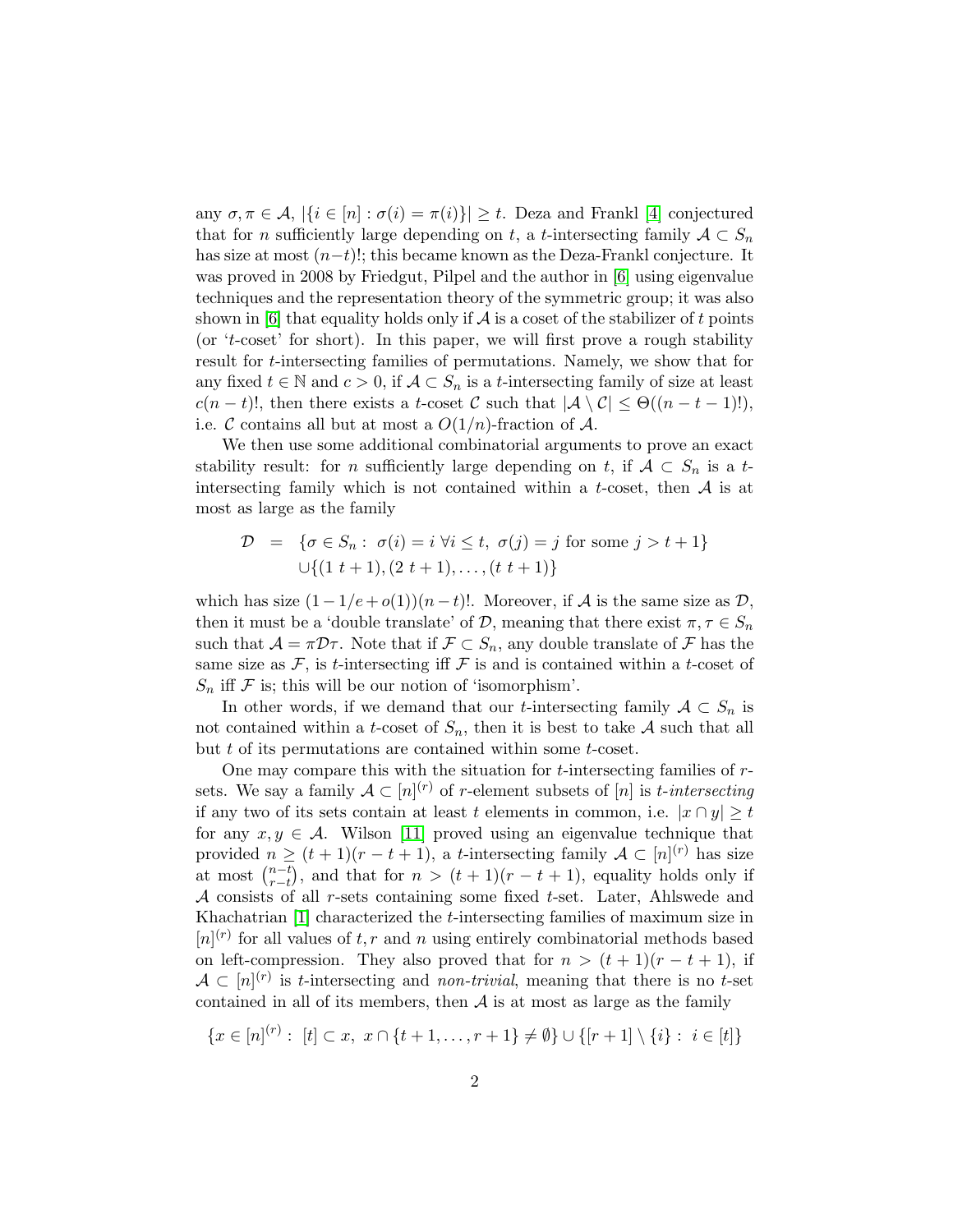any $\sigma, \pi \in \mathcal{A}$, $|\{i \in [n] : \sigma(i) = \pi(i)\}| \geq t$. Deza and Frankl [4] conjectured that for $n$ sufficiently large depending on $t$, a $t$-intersecting family $\mathcal{A} \subset S_n$ has size at most $(n-t)!$; this became known as the Deza-Frankl conjecture. It was proved in 2008 by Friedgut, Pilpel and the author in [6] using eigenvalue techniques and the representation theory of the symmetric group; it was also shown in [6] that equality holds only if $\mathcal{A}$ is a coset of the stabilizer of $t$ points (or '$t$-coset' for short). In this paper, we will first prove a rough stability result for $t$-intersecting families of permutations. Namely, we show that for any fixed $t \in \mathbb{N}$ and $c > 0$, if $\mathcal{A} \subset S_n$ is a $t$-intersecting family of size at least $c(n-t)!$, then there exists a $t$-coset $\mathcal{C}$ such that $|\mathcal{A} \setminus \mathcal{C}| \leq \Theta((n-t-1)!)$, i.e. $\mathcal{C}$ contains all but at most a $O(1/n)$-fraction of $\mathcal{A}$.

We then use some additional combinatorial arguments to prove an exact stability result: for $n$ sufficiently large depending on $t$, if $\mathcal{A} \subset S_n$ is a $t$-intersecting family which is not contained within a $t$-coset, then $\mathcal{A}$ is at most as large as the family

$$\begin{aligned}\mathcal{D} &= \{\sigma \in S_n : \sigma(i) = i \ \forall i \leq t, \ \sigma(j) = j \text{ for some } j > t+1\} \\ &\cup \{(1\ t+1), (2\ t+1), \ldots, (t\ t+1)\}\end{aligned}$$

which has size $(1 - 1/e + o(1))(n-t)!$. Moreover, if $\mathcal{A}$ is the same size as $\mathcal{D}$, then it must be a 'double translate' of $\mathcal{D}$, meaning that there exist $\pi, \tau \in S_n$ such that $\mathcal{A} = \pi \mathcal{D} \tau$. Note that if $\mathcal{F} \subset S_n$, any double translate of $\mathcal{F}$ has the same size as $\mathcal{F}$, is $t$-intersecting iff $\mathcal{F}$ is and is contained within a $t$-coset of $S_n$ iff $\mathcal{F}$ is; this will be our notion of 'isomorphism'.

In other words, if we demand that our $t$-intersecting family $\mathcal{A} \subset S_n$ is not contained within a $t$-coset of $S_n$, then it is best to take $\mathcal{A}$ such that all but $t$ of its permutations are contained within some $t$-coset.

One may compare this with the situation for $t$-intersecting families of $r$-sets. We say a family $\mathcal{A} \subset [n]^{(r)}$ of $r$-element subsets of $[n]$ is *$t$-intersecting* if any two of its sets contain at least $t$ elements in common, i.e. $|x \cap y| \geq t$ for any $x, y \in \mathcal{A}$. Wilson [11] proved using an eigenvalue technique that provided $n \geq (t+1)(r-t+1)$, a $t$-intersecting family $\mathcal{A} \subset [n]^{(r)}$ has size at most $\binom{n-t}{r-t}$, and that for $n > (t+1)(r-t+1)$, equality holds only if $\mathcal{A}$ consists of all $r$-sets containing some fixed $t$-set. Later, Ahlswede and Khachatrian [1] characterized the $t$-intersecting families of maximum size in $[n]^{(r)}$ for all values of $t, r$ and $n$ using entirely combinatorial methods based on left-compression. They also proved that for $n > (t+1)(r-t+1)$, if $\mathcal{A} \subset [n]^{(r)}$ is $t$-intersecting and *non-trivial*, meaning that there is no $t$-set contained in all of its members, then $\mathcal{A}$ is at most as large as the family

$$\{x \in [n]^{(r)} : [t] \subset x, \ x \cap \{t+1, \ldots, r+1\} \neq \emptyset\} \cup \{[r+1] \setminus \{i\} : i \in [t]\}$$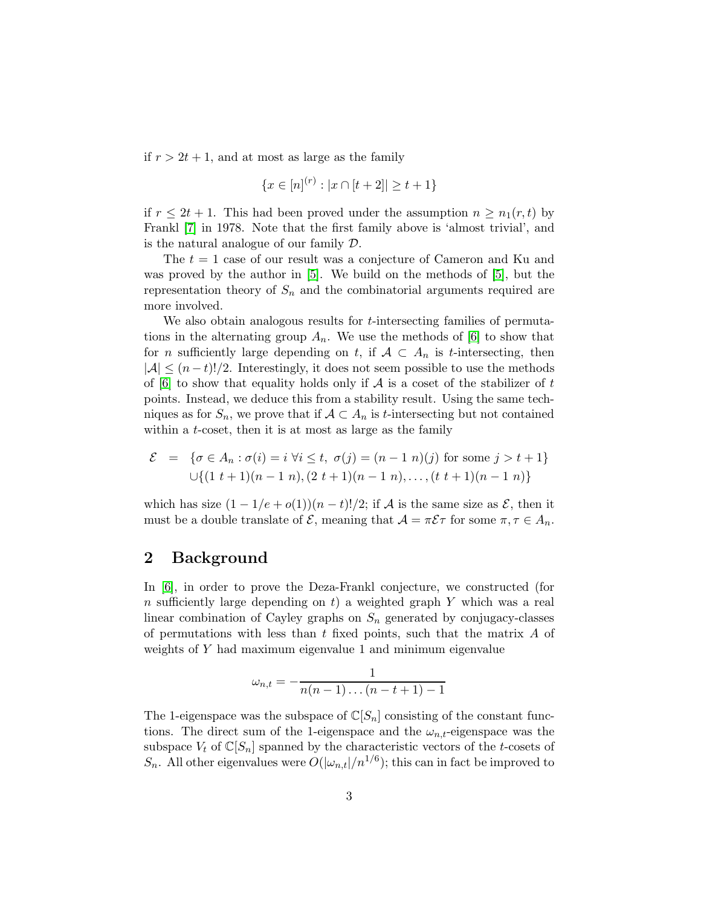if $r > 2t + 1$, and at most as large as the family

$$\{x \in [n]^{(r)} : |x \cap [t+2]| \geq t+1\}$$

if $r \leq 2t + 1$. This had been proved under the assumption $n \geq n_1(r,t)$ by Frankl [7] in 1978. Note that the first family above is 'almost trivial', and is the natural analogue of our family $\mathcal{D}$.

The $t = 1$ case of our result was a conjecture of Cameron and Ku and was proved by the author in [5]. We build on the methods of [5], but the representation theory of $S_n$ and the combinatorial arguments required are more involved.

We also obtain analogous results for $t$-intersecting families of permutations in the alternating group $A_n$. We use the methods of [6] to show that for $n$ sufficiently large depending on $t$, if $\mathcal{A} \subset A_n$ is $t$-intersecting, then $|\mathcal{A}| \leq (n-t)!/2$. Interestingly, it does not seem possible to use the methods of [6] to show that equality holds only if $\mathcal{A}$ is a coset of the stabilizer of $t$ points. Instead, we deduce this from a stability result. Using the same techniques as for $S_n$, we prove that if $\mathcal{A} \subset A_n$ is $t$-intersecting but not contained within a $t$-coset, then it is at most as large as the family

$$\begin{aligned}\mathcal{E} &= \{\sigma \in A_n : \sigma(i) = i \ \forall i \leq t,\ \sigma(j) = (n-1\ n)(j) \text{ for some } j > t+1\} \\ &\cup \{(1\ t+1)(n-1\ n), (2\ t+1)(n-1\ n), \ldots, (t\ t+1)(n-1\ n)\}\end{aligned}$$

which has size $(1 - 1/e + o(1))(n-t)!/2$; if $\mathcal{A}$ is the same size as $\mathcal{E}$, then it must be a double translate of $\mathcal{E}$, meaning that $\mathcal{A} = \pi\mathcal{E}\tau$ for some $\pi, \tau \in A_n$.

## 2 Background

In [6], in order to prove the Deza-Frankl conjecture, we constructed (for $n$ sufficiently large depending on $t$) a weighted graph $Y$ which was a real linear combination of Cayley graphs on $S_n$ generated by conjugacy-classes of permutations with less than $t$ fixed points, such that the matrix $A$ of weights of $Y$ had maximum eigenvalue 1 and minimum eigenvalue

$$\omega_{n,t} = -\frac{1}{n(n-1)\ldots(n-t+1)-1}$$

The 1-eigenspace was the subspace of $\mathbb{C}[S_n]$ consisting of the constant functions. The direct sum of the 1-eigenspace and the $\omega_{n,t}$-eigenspace was the subspace $V_t$ of $\mathbb{C}[S_n]$ spanned by the characteristic vectors of the $t$-cosets of $S_n$. All other eigenvalues were $O(|\omega_{n,t}|/n^{1/6})$; this can in fact be improved to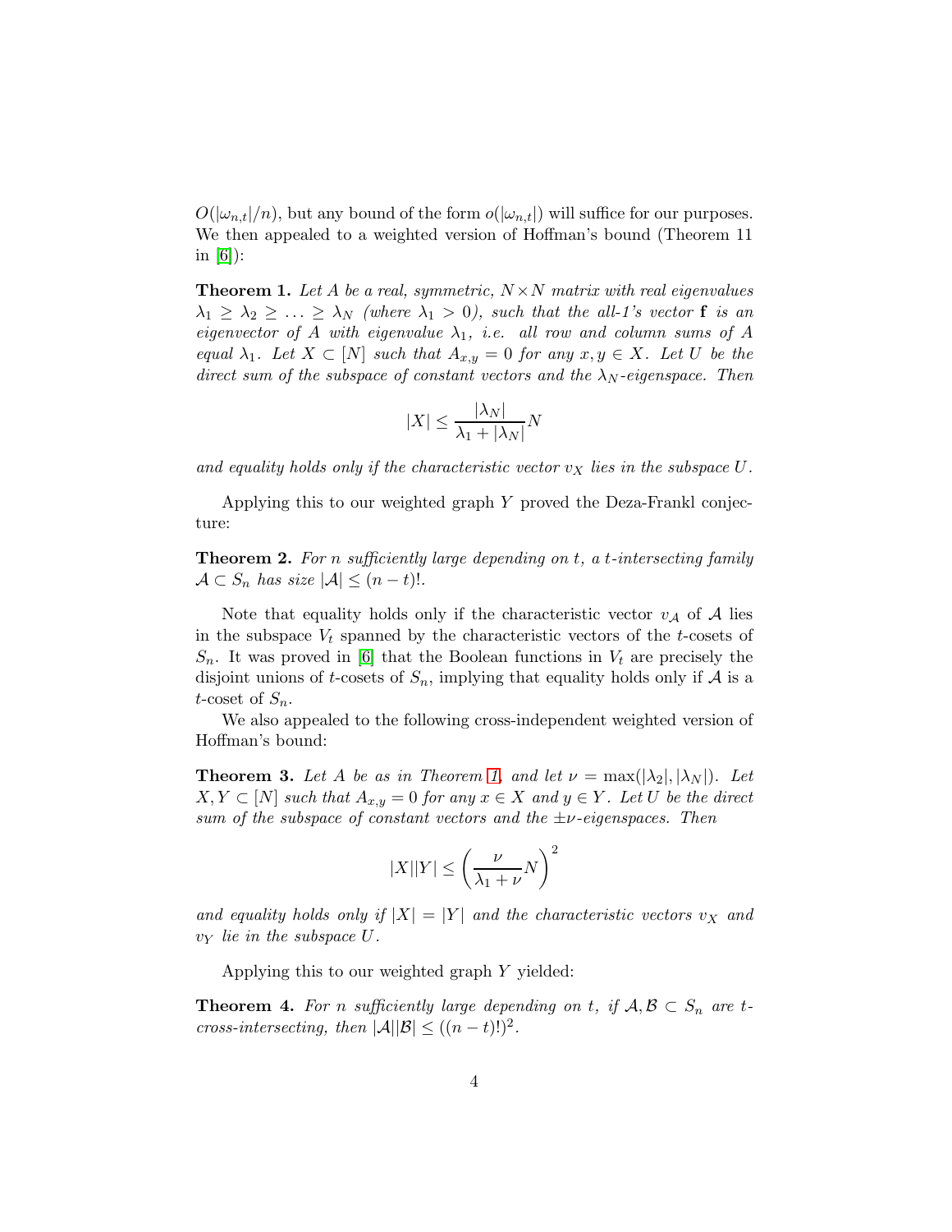$O(|\omega_{n,t}|/n)$, but any bound of the form $o(|\omega_{n,t}|)$ will suffice for our purposes. We then appealed to a weighted version of Hoffman's bound (Theorem 11 in [6]):

**Theorem 1.** *Let $A$ be a real, symmetric, $N \times N$ matrix with real eigenvalues $\lambda_1 \geq \lambda_2 \geq \ldots \geq \lambda_N$ (where $\lambda_1 > 0$), such that the all-1's vector $\mathbf{f}$ is an eigenvector of $A$ with eigenvalue $\lambda_1$, i.e. all row and column sums of $A$ equal $\lambda_1$. Let $X \subset [N]$ such that $A_{x,y} = 0$ for any $x, y \in X$. Let $U$ be the direct sum of the subspace of constant vectors and the $\lambda_N$-eigenspace. Then*

$$|X| \leq \frac{|\lambda_N|}{\lambda_1 + |\lambda_N|} N$$

*and equality holds only if the characteristic vector $v_X$ lies in the subspace $U$.*

Applying this to our weighted graph $Y$ proved the Deza-Frankl conjecture:

**Theorem 2.** *For $n$ sufficiently large depending on $t$, a $t$-intersecting family $\mathcal{A} \subset S_n$ has size $|\mathcal{A}| \leq (n-t)!$.*

Note that equality holds only if the characteristic vector $v_{\mathcal{A}}$ of $\mathcal{A}$ lies in the subspace $V_t$ spanned by the characteristic vectors of the $t$-cosets of $S_n$. It was proved in [6] that the Boolean functions in $V_t$ are precisely the disjoint unions of $t$-cosets of $S_n$, implying that equality holds only if $\mathcal{A}$ is a $t$-coset of $S_n$.

We also appealed to the following cross-independent weighted version of Hoffman's bound:

**Theorem 3.** *Let $A$ be as in Theorem 1, and let $\nu = \max(|\lambda_2|, |\lambda_N|)$. Let $X, Y \subset [N]$ such that $A_{x,y} = 0$ for any $x \in X$ and $y \in Y$. Let $U$ be the direct sum of the subspace of constant vectors and the $\pm\nu$-eigenspaces. Then*

$$|X||Y| \leq \left(\frac{\nu}{\lambda_1 + \nu} N\right)^2$$

*and equality holds only if $|X| = |Y|$ and the characteristic vectors $v_X$ and $v_Y$ lie in the subspace $U$.*

Applying this to our weighted graph $Y$ yielded:

**Theorem 4.** *For $n$ sufficiently large depending on $t$, if $\mathcal{A}, \mathcal{B} \subset S_n$ are $t$-cross-intersecting, then $|\mathcal{A}||\mathcal{B}| \leq ((n-t)!)^2$.*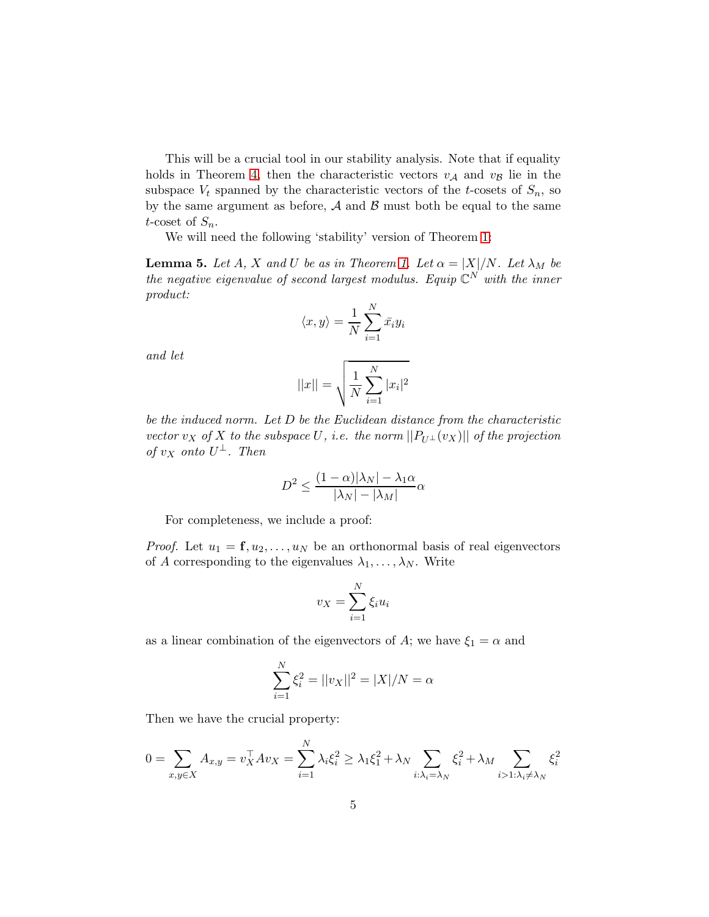This will be a crucial tool in our stability analysis. Note that if equality holds in Theorem 4, then the characteristic vectors $v_{\mathcal{A}}$ and $v_{\mathcal{B}}$ lie in the subspace $V_t$ spanned by the characteristic vectors of the $t$-cosets of $S_n$, so by the same argument as before, $\mathcal{A}$ and $\mathcal{B}$ must both be equal to the same $t$-coset of $S_n$.

We will need the following 'stability' version of Theorem 1:

**Lemma 5.** *Let $A$, $X$ and $U$ be as in Theorem 1. Let $\alpha = |X|/N$. Let $\lambda_M$ be the negative eigenvalue of second largest modulus. Equip $\mathbb{C}^N$ with the inner product:*

$$\langle x, y \rangle = \frac{1}{N} \sum_{i=1}^{N} \bar{x}_i y_i$$

*and let*

$$||x|| = \sqrt{\frac{1}{N} \sum_{i=1}^{N} |x_i|^2}$$

*be the induced norm. Let $D$ be the Euclidean distance from the characteristic vector $v_X$ of $X$ to the subspace $U$, i.e. the norm $||P_{U^\perp}(v_X)||$ of the projection of $v_X$ onto $U^\perp$. Then*

$$D^2 \leq \frac{(1-\alpha)|\lambda_N| - \lambda_1 \alpha}{|\lambda_N| - |\lambda_M|} \alpha$$

For completeness, we include a proof:

*Proof.* Let $u_1 = \mathbf{f}, u_2, \ldots, u_N$ be an orthonormal basis of real eigenvectors of $A$ corresponding to the eigenvalues $\lambda_1, \ldots, \lambda_N$. Write

$$v_X = \sum_{i=1}^{N} \xi_i u_i$$

as a linear combination of the eigenvectors of $A$; we have $\xi_1 = \alpha$ and

$$\sum_{i=1}^{N} \xi_i^2 = ||v_X||^2 = |X|/N = \alpha$$

Then we have the crucial property:

$$0 = \sum_{x,y \in X} A_{x,y} = v_X^\top A v_X = \sum_{i=1}^{N} \lambda_i \xi_i^2 \geq \lambda_1 \xi_1^2 + \lambda_N \sum_{i: \lambda_i = \lambda_N} \xi_i^2 + \lambda_M \sum_{i > 1: \lambda_i \neq \lambda_N} \xi_i^2$$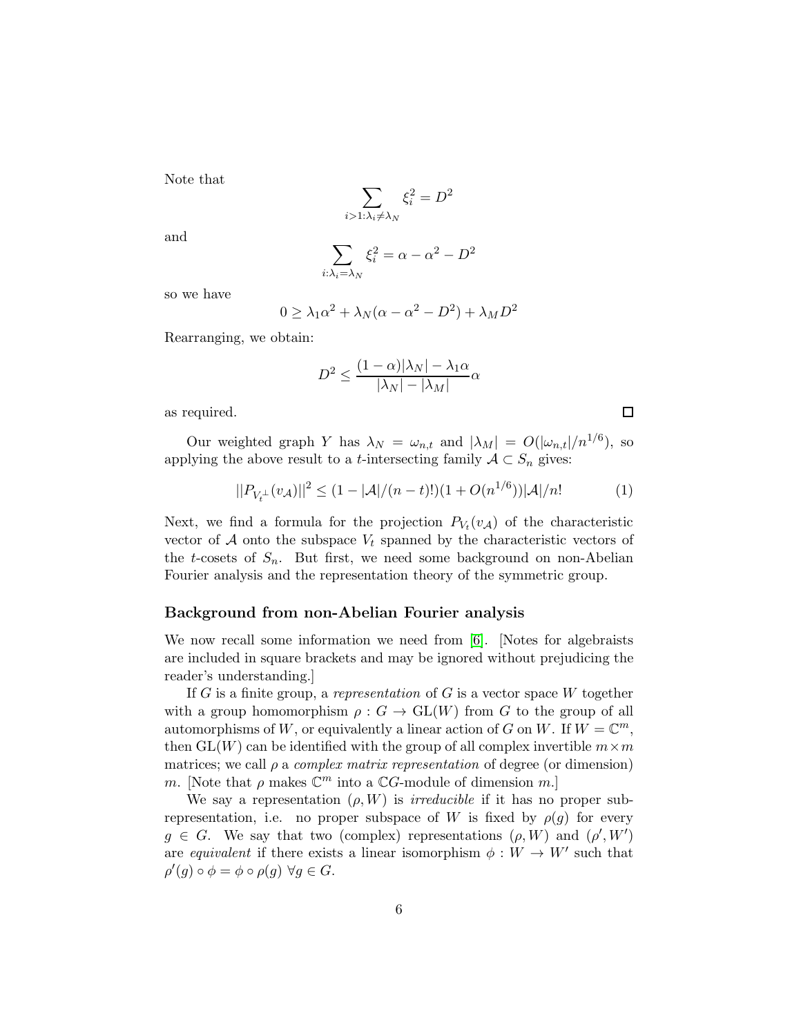Note that

$$\sum_{i>1:\lambda_i \neq \lambda_N} \xi_i^2 = D^2$$

and

$$\sum_{i:\lambda_i = \lambda_N} \xi_i^2 = \alpha - \alpha^2 - D^2$$

so we have

$$0 \geq \lambda_1 \alpha^2 + \lambda_N(\alpha - \alpha^2 - D^2) + \lambda_M D^2$$

Rearranging, we obtain:

$$D^2 \leq \frac{(1-\alpha)|\lambda_N| - \lambda_1 \alpha}{|\lambda_N| - |\lambda_M|} \alpha$$

as required. □

Our weighted graph $Y$ has $\lambda_N = \omega_{n,t}$ and $|\lambda_M| = O(|\omega_{n,t}|/n^{1/6})$, so applying the above result to a $t$-intersecting family $\mathcal{A} \subset S_n$ gives:

$$||P_{V_t^\perp}(v_{\mathcal{A}})||^2 \leq (1 - |\mathcal{A}|/(n-t)!)(1 + O(n^{1/6}))|\mathcal{A}|/n! \tag{1}$$

Next, we find a formula for the projection $P_{V_t}(v_{\mathcal{A}})$ of the characteristic vector of $\mathcal{A}$ onto the subspace $V_t$ spanned by the characteristic vectors of the $t$-cosets of $S_n$. But first, we need some background on non-Abelian Fourier analysis and the representation theory of the symmetric group.

### Background from non-Abelian Fourier analysis

We now recall some information we need from [6]. [Notes for algebraists are included in square brackets and may be ignored without prejudicing the reader's understanding.]

If $G$ is a finite group, a *representation* of $G$ is a vector space $W$ together with a group homomorphism $\rho : G \to \mathrm{GL}(W)$ from $G$ to the group of all automorphisms of $W$, or equivalently a linear action of $G$ on $W$. If $W = \mathbb{C}^m$, then $\mathrm{GL}(W)$ can be identified with the group of all complex invertible $m \times m$ matrices; we call $\rho$ a *complex matrix representation* of degree (or dimension) $m$. [Note that $\rho$ makes $\mathbb{C}^m$ into a $\mathbb{C}G$-module of dimension $m$.]

We say a representation $(\rho, W)$ is *irreducible* if it has no proper subrepresentation, i.e. no proper subspace of $W$ is fixed by $\rho(g)$ for every $g \in G$. We say that two (complex) representations $(\rho, W)$ and $(\rho', W')$ are *equivalent* if there exists a linear isomorphism $\phi : W \to W'$ such that $\rho'(g) \circ \phi = \phi \circ \rho(g)\ \forall g \in G$.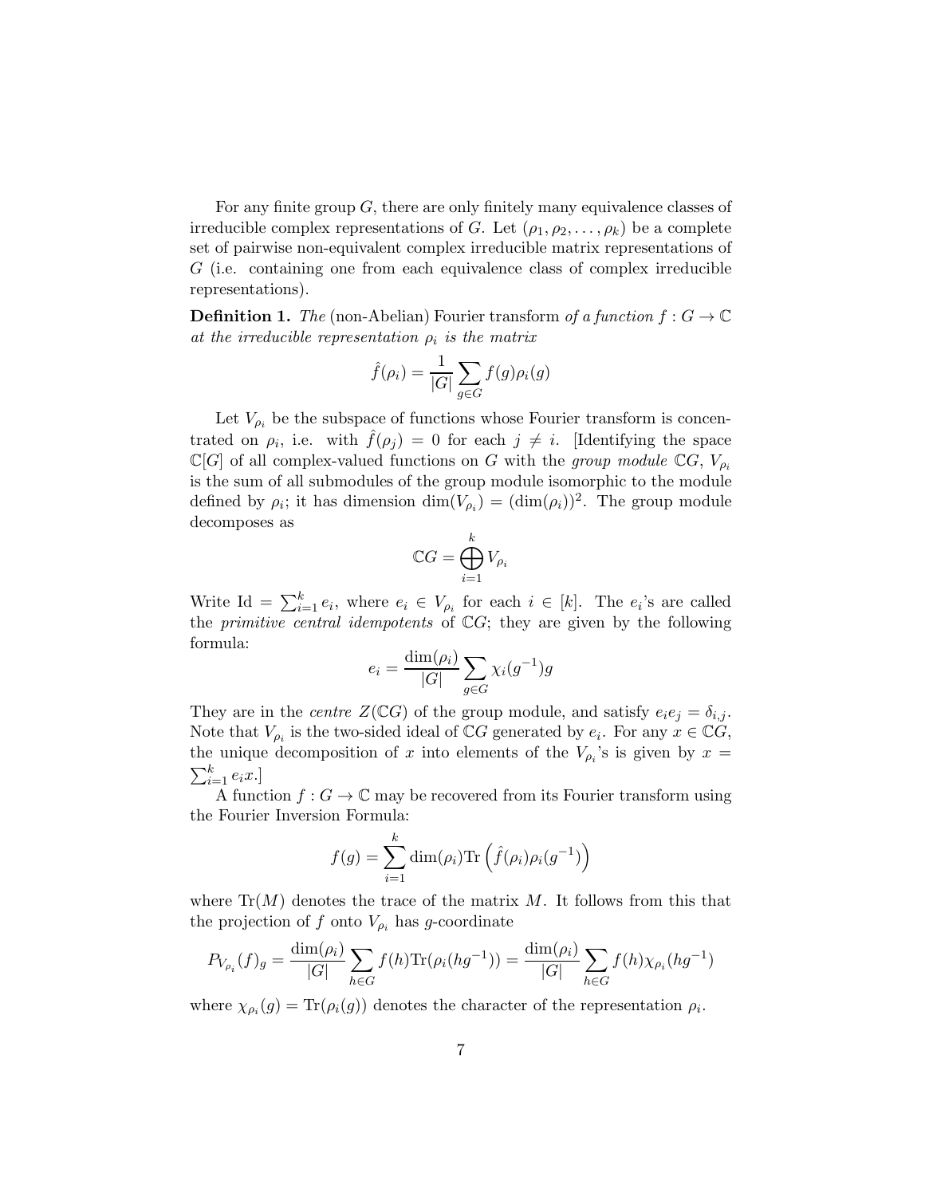For any finite group $G$, there are only finitely many equivalence classes of irreducible complex representations of $G$. Let $(\rho_1, \rho_2, \ldots, \rho_k)$ be a complete set of pairwise non-equivalent complex irreducible matrix representations of $G$ (i.e. containing one from each equivalence class of complex irreducible representations).

**Definition 1.** *The* (non-Abelian) Fourier transform *of a function* $f : G \to \mathbb{C}$ *at the irreducible representation* $\rho_i$ *is the matrix*

$$\hat{f}(\rho_i) = \frac{1}{|G|} \sum_{g \in G} f(g) \rho_i(g)$$

Let $V_{\rho_i}$ be the subspace of functions whose Fourier transform is concentrated on $\rho_i$, i.e. with $\hat{f}(\rho_j) = 0$ for each $j \neq i$. [Identifying the space $\mathbb{C}[G]$ of all complex-valued functions on $G$ with the *group module* $\mathbb{C}G$, $V_{\rho_i}$ is the sum of all submodules of the group module isomorphic to the module defined by $\rho_i$; it has dimension $\dim(V_{\rho_i}) = (\dim(\rho_i))^2$. The group module decomposes as

$$\mathbb{C}G = \bigoplus_{i=1}^{k} V_{\rho_i}$$

Write $\mathrm{Id} = \sum_{i=1}^{k} e_i$, where $e_i \in V_{\rho_i}$ for each $i \in [k]$. The $e_i$'s are called the *primitive central idempotents* of $\mathbb{C}G$; they are given by the following formula:

$$e_i = \frac{\dim(\rho_i)}{|G|} \sum_{g \in G} \chi_i(g^{-1}) g$$

They are in the *centre* $Z(\mathbb{C}G)$ of the group module, and satisfy $e_i e_j = \delta_{i,j}$. Note that $V_{\rho_i}$ is the two-sided ideal of $\mathbb{C}G$ generated by $e_i$. For any $x \in \mathbb{C}G$, the unique decomposition of $x$ into elements of the $V_{\rho_i}$'s is given by $x = \sum_{i=1}^{k} e_i x$.]

A function $f : G \to \mathbb{C}$ may be recovered from its Fourier transform using the Fourier Inversion Formula:

$$f(g) = \sum_{i=1}^{k} \dim(\rho_i) \mathrm{Tr}\left(\hat{f}(\rho_i) \rho_i(g^{-1})\right)$$

where $\mathrm{Tr}(M)$ denotes the trace of the matrix $M$. It follows from this that the projection of $f$ onto $V_{\rho_i}$ has $g$-coordinate

$$P_{V_{\rho_i}}(f)_g = \frac{\dim(\rho_i)}{|G|} \sum_{h \in G} f(h) \mathrm{Tr}(\rho_i(hg^{-1})) = \frac{\dim(\rho_i)}{|G|} \sum_{h \in G} f(h) \chi_{\rho_i}(hg^{-1})$$

where $\chi_{\rho_i}(g) = \mathrm{Tr}(\rho_i(g))$ denotes the character of the representation $\rho_i$.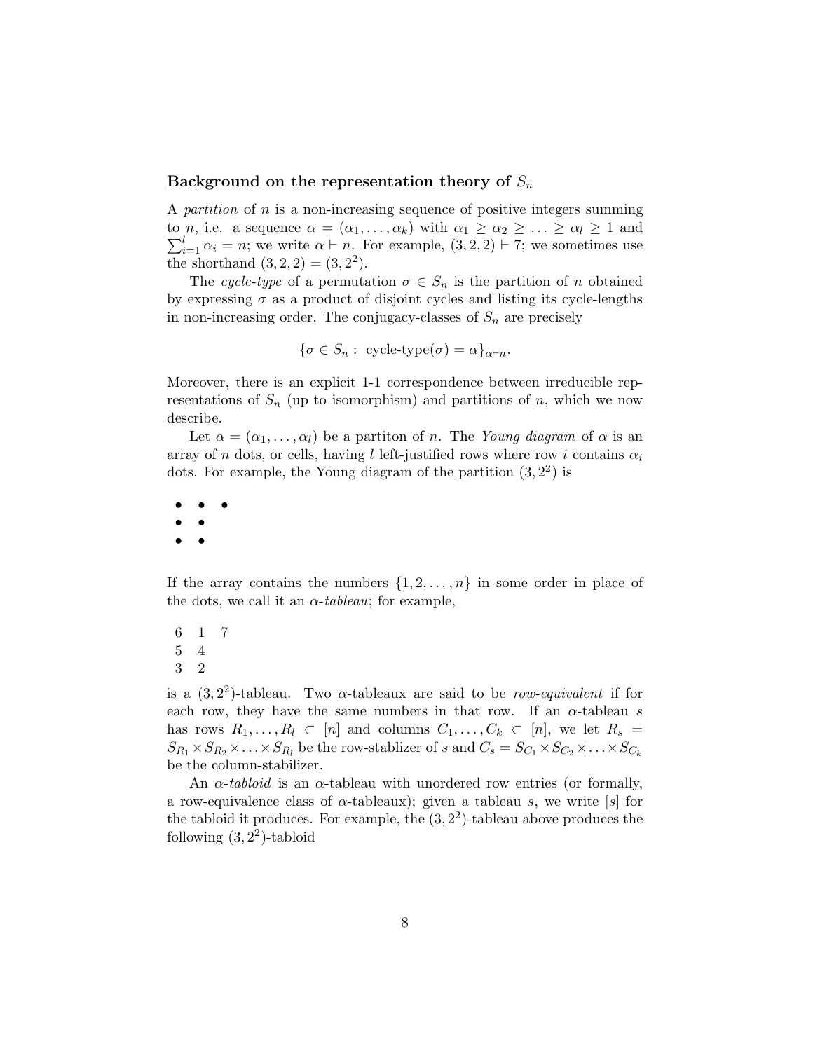### Background on the representation theory of $S_n$

A *partition* of $n$ is a non-increasing sequence of positive integers summing to $n$, i.e. a sequence $\alpha = (\alpha_1, \ldots, \alpha_k)$ with $\alpha_1 \geq \alpha_2 \geq \ldots \geq \alpha_l \geq 1$ and $\sum_{i=1}^{l} \alpha_i = n$; we write $\alpha \vdash n$. For example, $(3, 2, 2) \vdash 7$; we sometimes use the shorthand $(3, 2, 2) = (3, 2^2)$.

The *cycle-type* of a permutation $\sigma \in S_n$ is the partition of $n$ obtained by expressing $\sigma$ as a product of disjoint cycles and listing its cycle-lengths in non-increasing order. The conjugacy-classes of $S_n$ are precisely

$$\{\sigma \in S_n : \text{ cycle-type}(\sigma) = \alpha\}_{\alpha \vdash n}.$$

Moreover, there is an explicit 1-1 correspondence between irreducible representations of $S_n$ (up to isomorphism) and partitions of $n$, which we now describe.

Let $\alpha = (\alpha_1, \ldots, \alpha_l)$ be a partiton of $n$. The *Young diagram* of $\alpha$ is an array of $n$ dots, or cells, having $l$ left-justified rows where row $i$ contains $\alpha_i$ dots. For example, the Young diagram of the partition $(3, 2^2)$ is

$$\begin{array}{ccc} \bullet & \bullet & \bullet \\ \bullet & \bullet & \\ \bullet & \bullet & \end{array}$$

If the array contains the numbers $\{1, 2, \ldots, n\}$ in some order in place of the dots, we call it an $\alpha$-*tableau*; for example,

$$\begin{array}{ccc} 6 & 1 & 7 \\ 5 & 4 & \\ 3 & 2 & \end{array}$$

is a $(3, 2^2)$-tableau. Two $\alpha$-tableaux are said to be *row-equivalent* if for each row, they have the same numbers in that row. If an $\alpha$-tableau $s$ has rows $R_1, \ldots, R_l \subset [n]$ and columns $C_1, \ldots, C_k \subset [n]$, we let $R_s = S_{R_1} \times S_{R_2} \times \ldots \times S_{R_l}$ be the row-stablizer of $s$ and $C_s = S_{C_1} \times S_{C_2} \times \ldots \times S_{C_k}$ be the column-stabilizer.

An $\alpha$-*tabloid* is an $\alpha$-tableau with unordered row entries (or formally, a row-equivalence class of $\alpha$-tableaux); given a tableau $s$, we write $[s]$ for the tabloid it produces. For example, the $(3, 2^2)$-tableau above produces the following $(3, 2^2)$-tabloid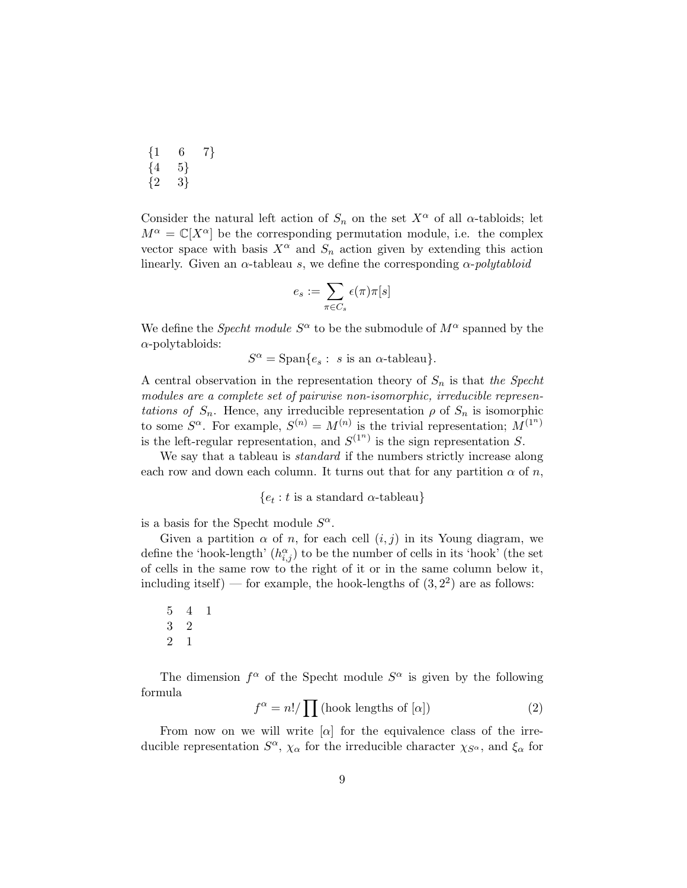$$
\begin{array}{lll}
\{1 & 6 & 7\} \\
\{4 & 5\} & \\
\{2 & 3\} &
\end{array}
$$

Consider the natural left action of $S_n$ on the set $X^\alpha$ of all $\alpha$-tabloids; let $M^\alpha = \mathbb{C}[X^\alpha]$ be the corresponding permutation module, i.e. the complex vector space with basis $X^\alpha$ and $S_n$ action given by extending this action linearly. Given an $\alpha$-tableau $s$, we define the corresponding $\alpha$-*polytabloid*

$$
e_s := \sum_{\pi \in C_s} \epsilon(\pi)\pi[s]
$$

We define the *Specht module* $S^\alpha$ to be the submodule of $M^\alpha$ spanned by the $\alpha$-polytabloids:

$$
S^\alpha = \mathrm{Span}\{e_s : \ s \text{ is an } \alpha\text{-tableau}\}.
$$

A central observation in the representation theory of $S_n$ is that *the Specht modules are a complete set of pairwise non-isomorphic, irreducible representations of* $S_n$. Hence, any irreducible representation $\rho$ of $S_n$ is isomorphic to some $S^\alpha$. For example, $S^{(n)} = M^{(n)}$ is the trivial representation; $M^{(1^n)}$ is the left-regular representation, and $S^{(1^n)}$ is the sign representation $S$.

We say that a tableau is *standard* if the numbers strictly increase along each row and down each column. It turns out that for any partition $\alpha$ of $n$,

$$
\{e_t : t \text{ is a standard } \alpha\text{-tableau}\}
$$

is a basis for the Specht module $S^\alpha$.

Given a partition $\alpha$ of $n$, for each cell $(i,j)$ in its Young diagram, we define the 'hook-length' ($h^\alpha_{i,j}$) to be the number of cells in its 'hook' (the set of cells in the same row to the right of it or in the same column below it, including itself) — for example, the hook-lengths of $(3,2^2)$ are as follows:

$$
\begin{array}{lll}
5 & 4 & 1 \\
3 & 2 & \\
2 & 1 &
\end{array}
$$

The dimension $f^\alpha$ of the Specht module $S^\alpha$ is given by the following formula

$$
f^\alpha = n!/\prod(\text{hook lengths of } [\alpha]) \tag{2}
$$

From now on we will write $[\alpha]$ for the equivalence class of the irreducible representation $S^\alpha$, $\chi_\alpha$ for the irreducible character $\chi_{S^\alpha}$, and $\xi_\alpha$ for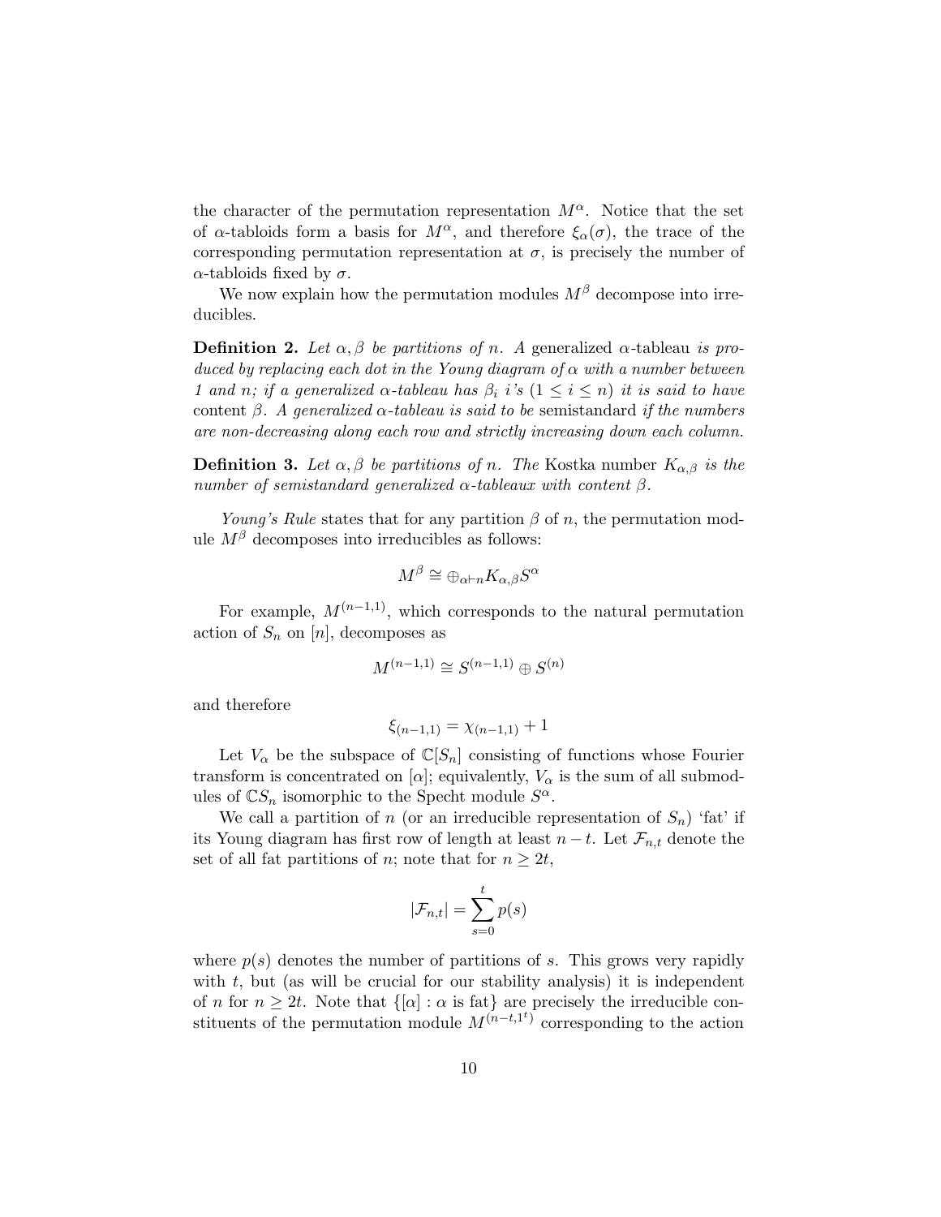the character of the permutation representation $M^{\alpha}$. Notice that the set of $\alpha$-tabloids form a basis for $M^{\alpha}$, and therefore $\xi_{\alpha}(\sigma)$, the trace of the corresponding permutation representation at $\sigma$, is precisely the number of $\alpha$-tabloids fixed by $\sigma$.

We now explain how the permutation modules $M^{\beta}$ decompose into irreducibles.

**Definition 2.** *Let $\alpha, \beta$ be partitions of $n$. A* generalized $\alpha$-tableau *is produced by replacing each dot in the Young diagram of $\alpha$ with a number between 1 and $n$; if a generalized $\alpha$-tableau has $\beta_i$ $i$'s ($1 \leq i \leq n$) it is said to have* content $\beta$. *A generalized $\alpha$-tableau is said to be* semistandard *if the numbers are non-decreasing along each row and strictly increasing down each column.*

**Definition 3.** *Let $\alpha, \beta$ be partitions of $n$. The* Kostka number $K_{\alpha,\beta}$ *is the number of semistandard generalized $\alpha$-tableaux with content $\beta$.*

*Young's Rule* states that for any partition $\beta$ of $n$, the permutation module $M^{\beta}$ decomposes into irreducibles as follows:

$$M^{\beta} \cong \oplus_{\alpha \vdash n} K_{\alpha,\beta} S^{\alpha}$$

For example, $M^{(n-1,1)}$, which corresponds to the natural permutation action of $S_n$ on $[n]$, decomposes as

$$M^{(n-1,1)} \cong S^{(n-1,1)} \oplus S^{(n)}$$

and therefore

$$\xi_{(n-1,1)} = \chi_{(n-1,1)} + 1$$

Let $V_{\alpha}$ be the subspace of $\mathbb{C}[S_n]$ consisting of functions whose Fourier transform is concentrated on $[\alpha]$; equivalently, $V_{\alpha}$ is the sum of all submodules of $\mathbb{C}S_n$ isomorphic to the Specht module $S^{\alpha}$.

We call a partition of $n$ (or an irreducible representation of $S_n$) 'fat' if its Young diagram has first row of length at least $n - t$. Let $\mathcal{F}_{n,t}$ denote the set of all fat partitions of $n$; note that for $n \geq 2t$,

$$|\mathcal{F}_{n,t}| = \sum_{s=0}^{t} p(s)$$

where $p(s)$ denotes the number of partitions of $s$. This grows very rapidly with $t$, but (as will be crucial for our stability analysis) it is independent of $n$ for $n \geq 2t$. Note that $\{[\alpha] : \alpha \text{ is fat}\}$ are precisely the irreducible constituents of the permutation module $M^{(n-t,1^t)}$ corresponding to the action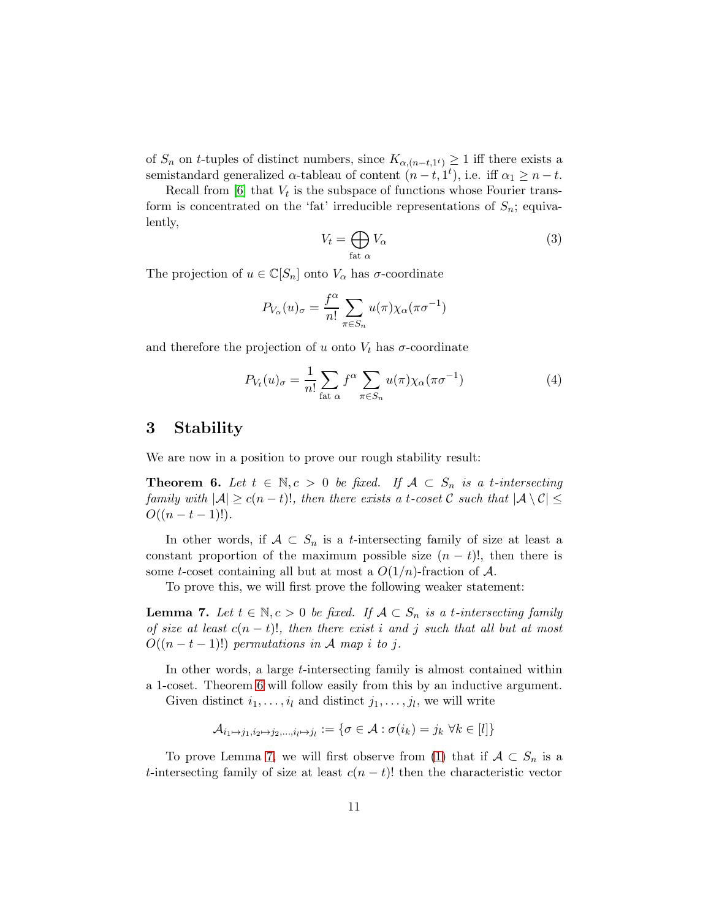of $S_n$ on $t$-tuples of distinct numbers, since $K_{\alpha,(n-t,1^t)} \geq 1$ iff there exists a semistandard generalized $\alpha$-tableau of content $(n-t, 1^t)$, i.e. iff $\alpha_1 \geq n-t$.

Recall from [6] that $V_t$ is the subspace of functions whose Fourier transform is concentrated on the 'fat' irreducible representations of $S_n$; equivalently,

$$V_t = \bigoplus_{\text{fat } \alpha} V_\alpha \tag{3}$$

The projection of $u \in \mathbb{C}[S_n]$ onto $V_\alpha$ has $\sigma$-coordinate

$$P_{V_\alpha}(u)_\sigma = \frac{f^\alpha}{n!} \sum_{\pi \in S_n} u(\pi) \chi_\alpha(\pi \sigma^{-1})$$

and therefore the projection of $u$ onto $V_t$ has $\sigma$-coordinate

$$P_{V_t}(u)_\sigma = \frac{1}{n!} \sum_{\text{fat } \alpha} f^\alpha \sum_{\pi \in S_n} u(\pi) \chi_\alpha(\pi \sigma^{-1}) \tag{4}$$

## 3 Stability

We are now in a position to prove our rough stability result:

**Theorem 6.** *Let $t \in \mathbb{N}, c > 0$ be fixed. If $\mathcal{A} \subset S_n$ is a $t$-intersecting family with $|\mathcal{A}| \geq c(n-t)!$, then there exists a $t$-coset $\mathcal{C}$ such that $|\mathcal{A} \setminus \mathcal{C}| \leq O((n-t-1)!)$.*

In other words, if $\mathcal{A} \subset S_n$ is a $t$-intersecting family of size at least a constant proportion of the maximum possible size $(n-t)!$, then there is some $t$-coset containing all but at most a $O(1/n)$-fraction of $\mathcal{A}$.

To prove this, we will first prove the following weaker statement:

**Lemma 7.** *Let $t \in \mathbb{N}, c > 0$ be fixed. If $\mathcal{A} \subset S_n$ is a $t$-intersecting family of size at least $c(n-t)!$, then there exist $i$ and $j$ such that all but at most $O((n-t-1)!)$ permutations in $\mathcal{A}$ map $i$ to $j$.*

In other words, a large $t$-intersecting family is almost contained within a 1-coset. Theorem 6 will follow easily from this by an inductive argument.

Given distinct $i_1, \ldots, i_l$ and distinct $j_1, \ldots, j_l$, we will write

$$\mathcal{A}_{i_1 \mapsto j_1, i_2 \mapsto j_2, \ldots, i_l \mapsto j_l} := \{\sigma \in \mathcal{A} : \sigma(i_k) = j_k \ \forall k \in [l]\}$$

To prove Lemma 7, we will first observe from (1) that if $\mathcal{A} \subset S_n$ is a $t$-intersecting family of size at least $c(n-t)!$ then the characteristic vector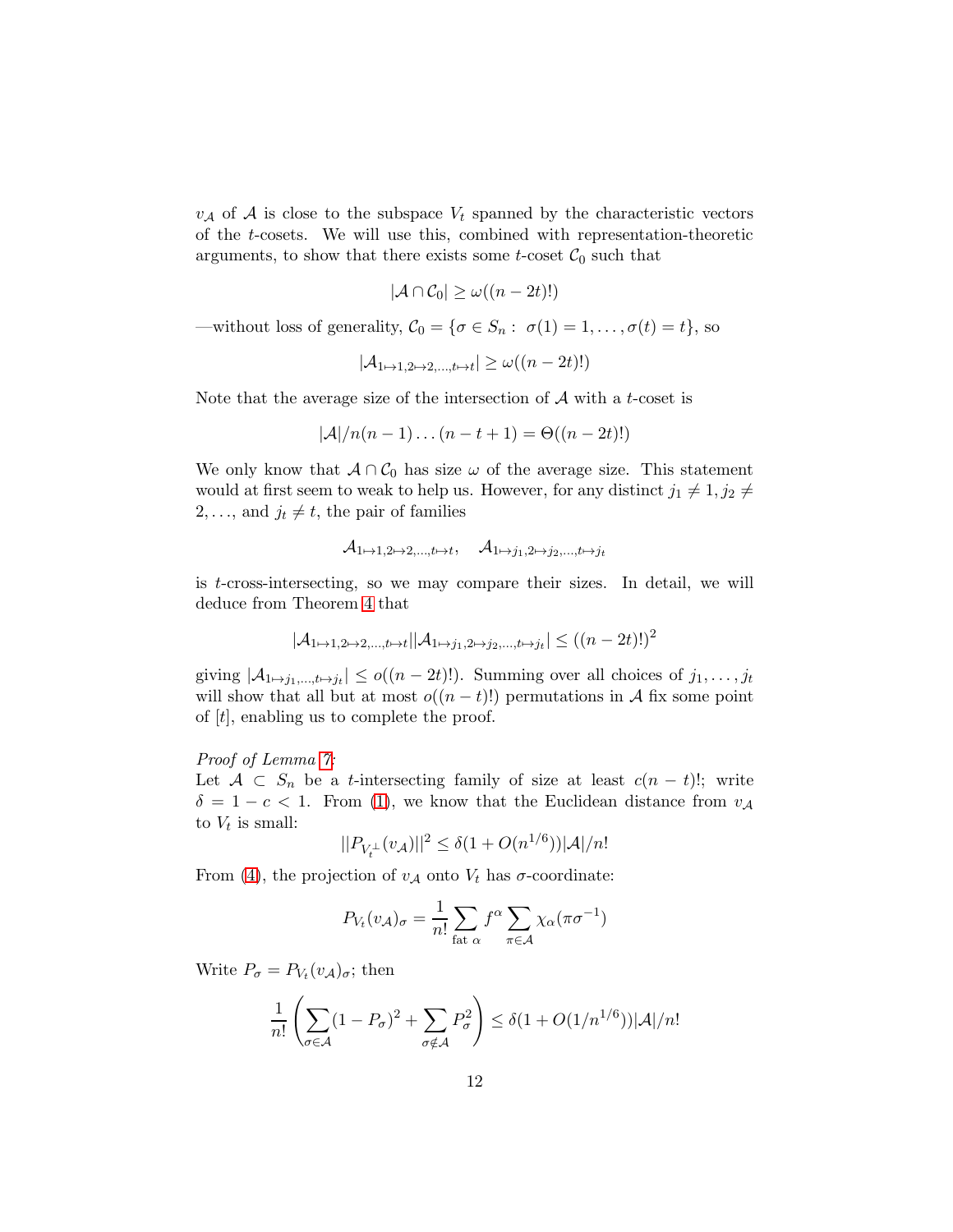$v_{\mathcal{A}}$ of $\mathcal{A}$ is close to the subspace $V_t$ spanned by the characteristic vectors of the $t$-cosets. We will use this, combined with representation-theoretic arguments, to show that there exists some $t$-coset $\mathcal{C}_0$ such that

$$|\mathcal{A} \cap \mathcal{C}_0| \geq \omega((n-2t)!)$$

—without loss of generality, $\mathcal{C}_0 = \{\sigma \in S_n : \sigma(1) = 1, \ldots, \sigma(t) = t\}$, so

$$|\mathcal{A}_{1 \mapsto 1, 2 \mapsto 2, \ldots, t \mapsto t}| \geq \omega((n-2t)!)$$

Note that the average size of the intersection of $\mathcal{A}$ with a $t$-coset is

$$|\mathcal{A}|/n(n-1)\ldots(n-t+1) = \Theta((n-2t)!)$$

We only know that $\mathcal{A} \cap \mathcal{C}_0$ has size $\omega$ of the average size. This statement would at first seem to weak to help us. However, for any distinct $j_1 \neq 1, j_2 \neq 2, \ldots,$ and $j_t \neq t$, the pair of families

$$\mathcal{A}_{1 \mapsto 1, 2 \mapsto 2, \ldots, t \mapsto t}, \quad \mathcal{A}_{1 \mapsto j_1, 2 \mapsto j_2, \ldots, t \mapsto j_t}$$

is $t$-cross-intersecting, so we may compare their sizes. In detail, we will deduce from Theorem 4 that

$$|\mathcal{A}_{1 \mapsto 1, 2 \mapsto 2, \ldots, t \mapsto t}||\mathcal{A}_{1 \mapsto j_1, 2 \mapsto j_2, \ldots, t \mapsto j_t}| \leq ((n-2t)!)^2$$

giving $|\mathcal{A}_{1 \mapsto j_1, \ldots, t \mapsto j_t}| \leq o((n-2t)!)$. Summing over all choices of $j_1, \ldots, j_t$ will show that all but at most $o((n-t)!)$ permutations in $\mathcal{A}$ fix some point of $[t]$, enabling us to complete the proof.

*Proof of Lemma 7:*
Let $\mathcal{A} \subset S_n$ be a $t$-intersecting family of size at least $c(n-t)!$; write $\delta = 1 - c < 1$. From (1), we know that the Euclidean distance from $v_{\mathcal{A}}$ to $V_t$ is small:

$$||P_{V_t^\perp}(v_{\mathcal{A}})||^2 \leq \delta(1 + O(n^{1/6}))|\mathcal{A}|/n!$$

From (4), the projection of $v_{\mathcal{A}}$ onto $V_t$ has $\sigma$-coordinate:

$$P_{V_t}(v_{\mathcal{A}})_\sigma = \frac{1}{n!} \sum_{\text{fat } \alpha} f^\alpha \sum_{\pi \in \mathcal{A}} \chi_\alpha(\pi \sigma^{-1})$$

Write $P_\sigma = P_{V_t}(v_{\mathcal{A}})_\sigma$; then

$$\frac{1}{n!}\left(\sum_{\sigma \in \mathcal{A}} (1 - P_\sigma)^2 + \sum_{\sigma \notin \mathcal{A}} P_\sigma^2\right) \leq \delta(1 + O(1/n^{1/6}))|\mathcal{A}|/n!$$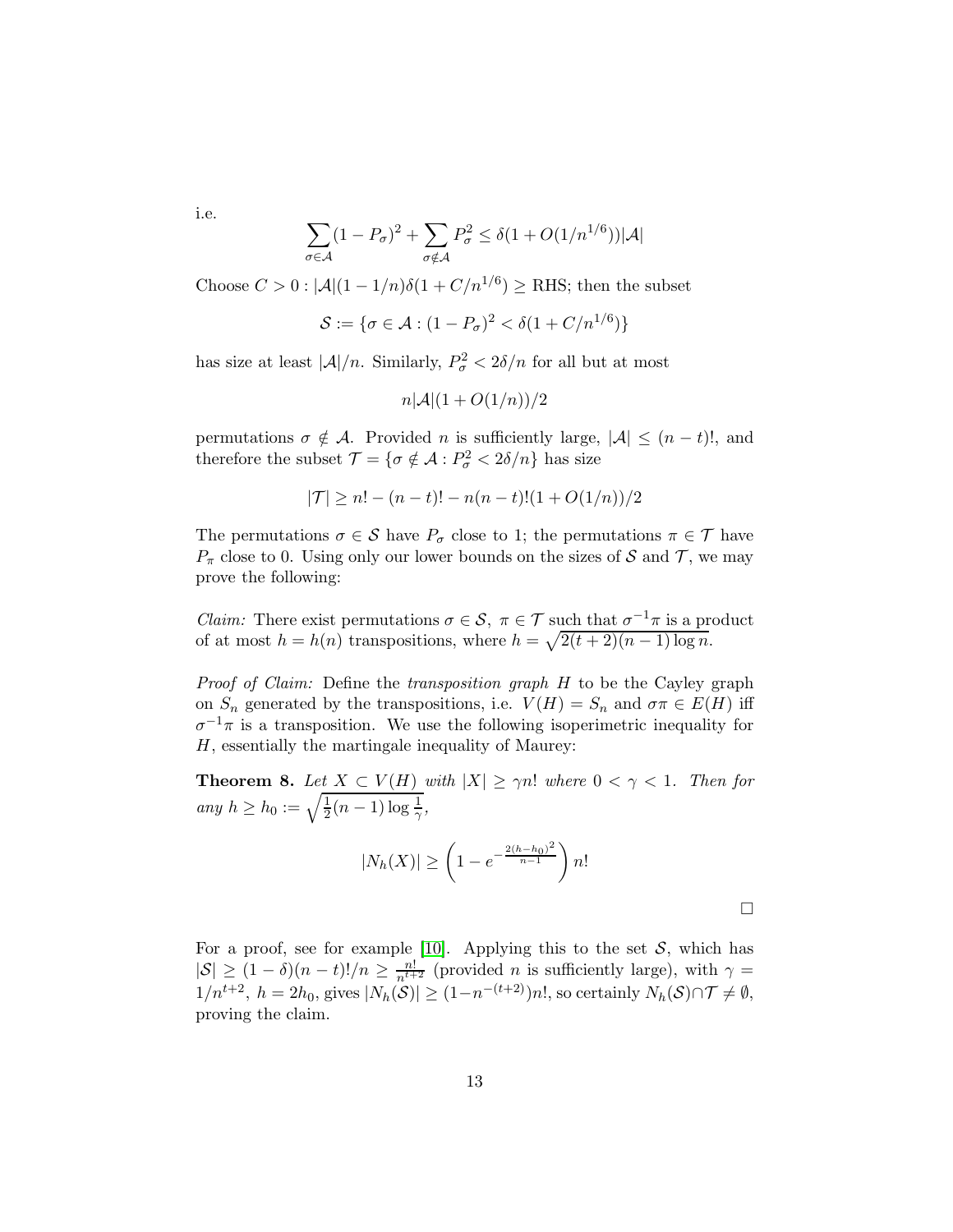i.e.

$$\sum_{\sigma \in \mathcal{A}} (1 - P_\sigma)^2 + \sum_{\sigma \notin \mathcal{A}} P_\sigma^2 \leq \delta(1 + O(1/n^{1/6}))|\mathcal{A}|$$

Choose $C > 0 : |\mathcal{A}|(1 - 1/n)\delta(1 + C/n^{1/6}) \geq \text{RHS}$; then the subset

$$\mathcal{S} := \{\sigma \in \mathcal{A} : (1 - P_\sigma)^2 < \delta(1 + C/n^{1/6})\}$$

has size at least $|\mathcal{A}|/n$. Similarly, $P_\sigma^2 < 2\delta/n$ for all but at most

$$n|\mathcal{A}|(1 + O(1/n))/2$$

permutations $\sigma \notin \mathcal{A}$. Provided $n$ is sufficiently large, $|\mathcal{A}| \leq (n-t)!$, and therefore the subset $\mathcal{T} = \{\sigma \notin \mathcal{A} : P_\sigma^2 < 2\delta/n\}$ has size

$$|\mathcal{T}| \geq n! - (n-t)! - n(n-t)!(1 + O(1/n))/2$$

The permutations $\sigma \in \mathcal{S}$ have $P_\sigma$ close to 1; the permutations $\pi \in \mathcal{T}$ have $P_\pi$ close to 0. Using only our lower bounds on the sizes of $\mathcal{S}$ and $\mathcal{T}$, we may prove the following:

*Claim:* There exist permutations $\sigma \in \mathcal{S},\ \pi \in \mathcal{T}$ such that $\sigma^{-1}\pi$ is a product of at most $h = h(n)$ transpositions, where $h = \sqrt{2(t+2)(n-1)\log n}$.

*Proof of Claim:* Define the *transposition graph* $H$ to be the Cayley graph on $S_n$ generated by the transpositions, i.e. $V(H) = S_n$ and $\sigma\pi \in E(H)$ iff $\sigma^{-1}\pi$ is a transposition. We use the following isoperimetric inequality for $H$, essentially the martingale inequality of Maurey:

**Theorem 8.** *Let $X \subset V(H)$ with $|X| \geq \gamma n!$ where $0 < \gamma < 1$. Then for any $h \geq h_0 := \sqrt{\frac{1}{2}(n-1)\log\frac{1}{\gamma}}$,*

$$|N_h(X)| \geq \left(1 - e^{-\frac{2(h-h_0)^2}{n-1}}\right) n!$$

□

For a proof, see for example [10]. Applying this to the set $\mathcal{S}$, which has $|\mathcal{S}| \geq (1-\delta)(n-t)!/n \geq \frac{n!}{n^{t+2}}$ (provided $n$ is sufficiently large), with $\gamma = 1/n^{t+2}$, $h = 2h_0$, gives $|N_h(\mathcal{S})| \geq (1 - n^{-(t+2)})n!$, so certainly $N_h(\mathcal{S}) \cap \mathcal{T} \neq \emptyset$, proving the claim.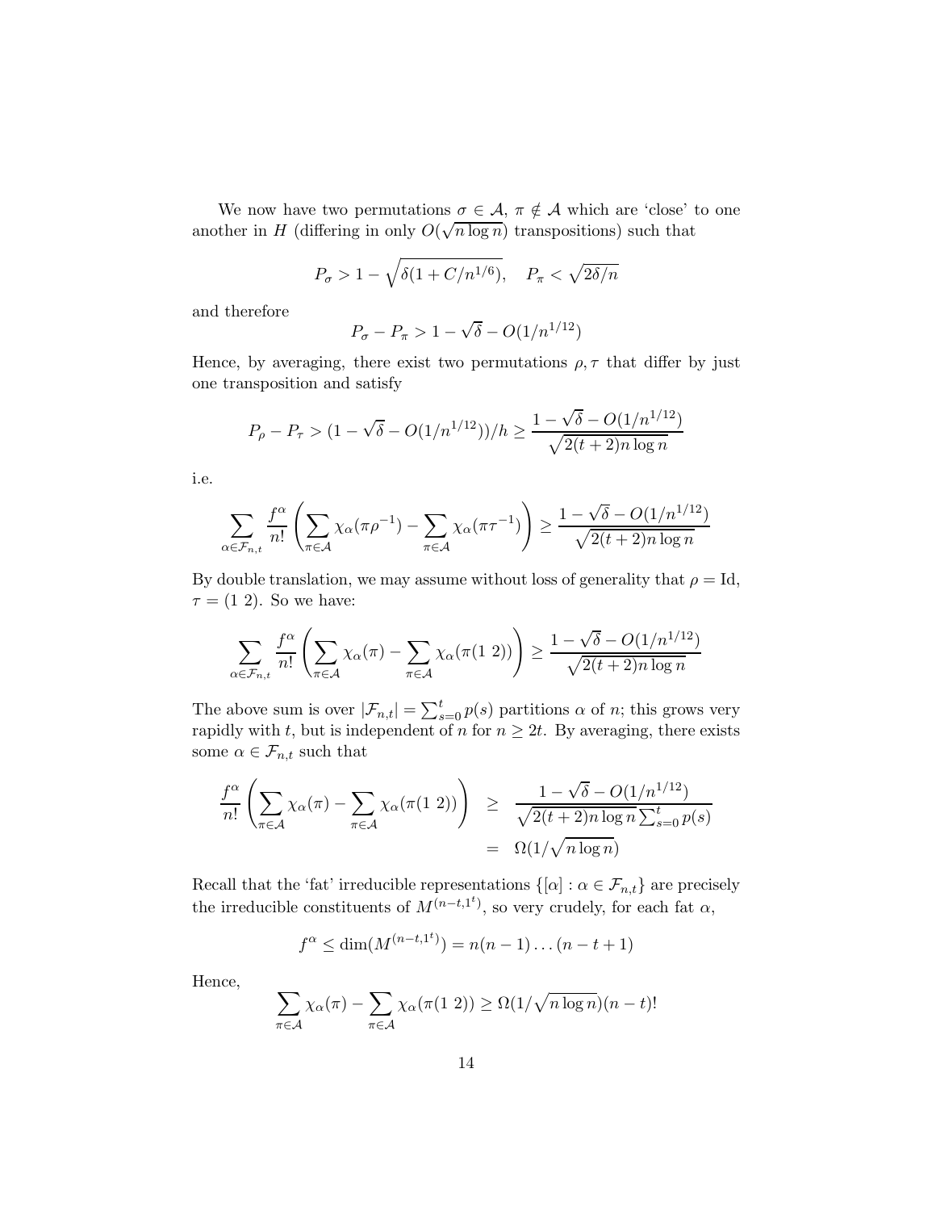We now have two permutations $\sigma \in \mathcal{A}$, $\pi \notin \mathcal{A}$ which are 'close' to one another in $H$ (differing in only $O(\sqrt{n \log n})$ transpositions) such that

$$P_\sigma > 1 - \sqrt{\delta(1 + C/n^{1/6})}, \quad P_\pi < \sqrt{2\delta/n}$$

and therefore

$$P_\sigma - P_\pi > 1 - \sqrt{\delta} - O(1/n^{1/12})$$

Hence, by averaging, there exist two permutations $\rho, \tau$ that differ by just one transposition and satisfy

$$P_\rho - P_\tau > (1 - \sqrt{\delta} - O(1/n^{1/12}))/h \geq \frac{1 - \sqrt{\delta} - O(1/n^{1/12})}{\sqrt{2(t+2)n \log n}}$$

i.e.

$$\sum_{\alpha \in \mathcal{F}_{n,t}} \frac{f^\alpha}{n!} \left( \sum_{\pi \in \mathcal{A}} \chi_\alpha(\pi \rho^{-1}) - \sum_{\pi \in \mathcal{A}} \chi_\alpha(\pi \tau^{-1}) \right) \geq \frac{1 - \sqrt{\delta} - O(1/n^{1/12})}{\sqrt{2(t+2)n \log n}}$$

By double translation, we may assume without loss of generality that $\rho = \text{Id}$, $\tau = (1\ 2)$. So we have:

$$\sum_{\alpha \in \mathcal{F}_{n,t}} \frac{f^\alpha}{n!} \left( \sum_{\pi \in \mathcal{A}} \chi_\alpha(\pi) - \sum_{\pi \in \mathcal{A}} \chi_\alpha(\pi(1\ 2)) \right) \geq \frac{1 - \sqrt{\delta} - O(1/n^{1/12})}{\sqrt{2(t+2)n \log n}}$$

The above sum is over $|\mathcal{F}_{n,t}| = \sum_{s=0}^{t} p(s)$ partitions $\alpha$ of $n$; this grows very rapidly with $t$, but is independent of $n$ for $n \geq 2t$. By averaging, there exists some $\alpha \in \mathcal{F}_{n,t}$ such that

$$\begin{aligned}
\frac{f^\alpha}{n!} \left( \sum_{\pi \in \mathcal{A}} \chi_\alpha(\pi) - \sum_{\pi \in \mathcal{A}} \chi_\alpha(\pi(1\ 2)) \right) &\geq \frac{1 - \sqrt{\delta} - O(1/n^{1/12})}{\sqrt{2(t+2)n \log n} \sum_{s=0}^{t} p(s)} \\
&= \Omega(1/\sqrt{n \log n})
\end{aligned}$$

Recall that the 'fat' irreducible representations $\{[\alpha] : \alpha \in \mathcal{F}_{n,t}\}$ are precisely the irreducible constituents of $M^{(n-t,1^t)}$, so very crudely, for each fat $\alpha$,

$$f^\alpha \leq \dim(M^{(n-t,1^t)}) = n(n-1)\ldots(n-t+1)$$

Hence,

$$\sum_{\pi \in \mathcal{A}} \chi_\alpha(\pi) - \sum_{\pi \in \mathcal{A}} \chi_\alpha(\pi(1\ 2)) \geq \Omega(1/\sqrt{n \log n})(n-t)!$$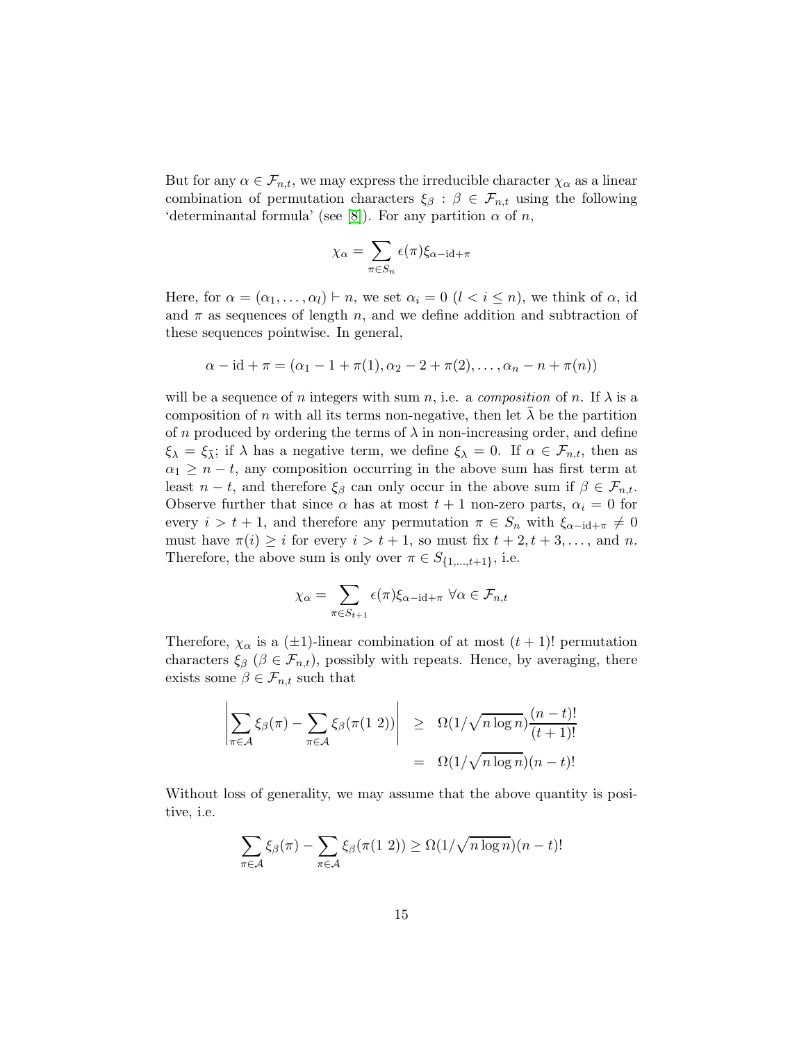But for any $\alpha \in \mathcal{F}_{n,t}$, we may express the irreducible character $\chi_\alpha$ as a linear combination of permutation characters $\xi_\beta : \beta \in \mathcal{F}_{n,t}$ using the following 'determinantal formula' (see [8]). For any partition $\alpha$ of $n$,

$$\chi_\alpha = \sum_{\pi \in S_n} \epsilon(\pi) \xi_{\alpha - \mathrm{id} + \pi}$$

Here, for $\alpha = (\alpha_1, \ldots, \alpha_l) \vdash n$, we set $\alpha_i = 0$ $(l < i \leq n)$, we think of $\alpha$, id and $\pi$ as sequences of length $n$, and we define addition and subtraction of these sequences pointwise. In general,

$$\alpha - \mathrm{id} + \pi = (\alpha_1 - 1 + \pi(1), \alpha_2 - 2 + \pi(2), \ldots, \alpha_n - n + \pi(n))$$

will be a sequence of $n$ integers with sum $n$, i.e. a *composition* of $n$. If $\lambda$ is a composition of $n$ with all its terms non-negative, then let $\bar{\lambda}$ be the partition of $n$ produced by ordering the terms of $\lambda$ in non-increasing order, and define $\xi_\lambda = \xi_{\bar{\lambda}}$; if $\lambda$ has a negative term, we define $\xi_\lambda = 0$. If $\alpha \in \mathcal{F}_{n,t}$, then as $\alpha_1 \geq n - t$, any composition occurring in the above sum has first term at least $n - t$, and therefore $\xi_\beta$ can only occur in the above sum if $\beta \in \mathcal{F}_{n,t}$. Observe further that since $\alpha$ has at most $t + 1$ non-zero parts, $\alpha_i = 0$ for every $i > t + 1$, and therefore any permutation $\pi \in S_n$ with $\xi_{\alpha - \mathrm{id} + \pi} \neq 0$ must have $\pi(i) \geq i$ for every $i > t + 1$, so must fix $t + 2, t + 3, \ldots,$ and $n$. Therefore, the above sum is only over $\pi \in S_{\{1,\ldots,t+1\}}$, i.e.

$$\chi_\alpha = \sum_{\pi \in S_{t+1}} \epsilon(\pi) \xi_{\alpha - \mathrm{id} + \pi} \ \forall \alpha \in \mathcal{F}_{n,t}$$

Therefore, $\chi_\alpha$ is a $(\pm 1)$-linear combination of at most $(t + 1)!$ permutation characters $\xi_\beta$ $(\beta \in \mathcal{F}_{n,t})$, possibly with repeats. Hence, by averaging, there exists some $\beta \in \mathcal{F}_{n,t}$ such that

$$\begin{aligned}
\left| \sum_{\pi \in \mathcal{A}} \xi_\beta(\pi) - \sum_{\pi \in \mathcal{A}} \xi_\beta(\pi(1\ 2)) \right| &\geq \Omega(1/\sqrt{n \log n}) \frac{(n-t)!}{(t+1)!} \\
&= \Omega(1/\sqrt{n \log n})(n-t)!
\end{aligned}$$

Without loss of generality, we may assume that the above quantity is positive, i.e.

$$\sum_{\pi \in \mathcal{A}} \xi_\beta(\pi) - \sum_{\pi \in \mathcal{A}} \xi_\beta(\pi(1\ 2)) \geq \Omega(1/\sqrt{n \log n})(n-t)!$$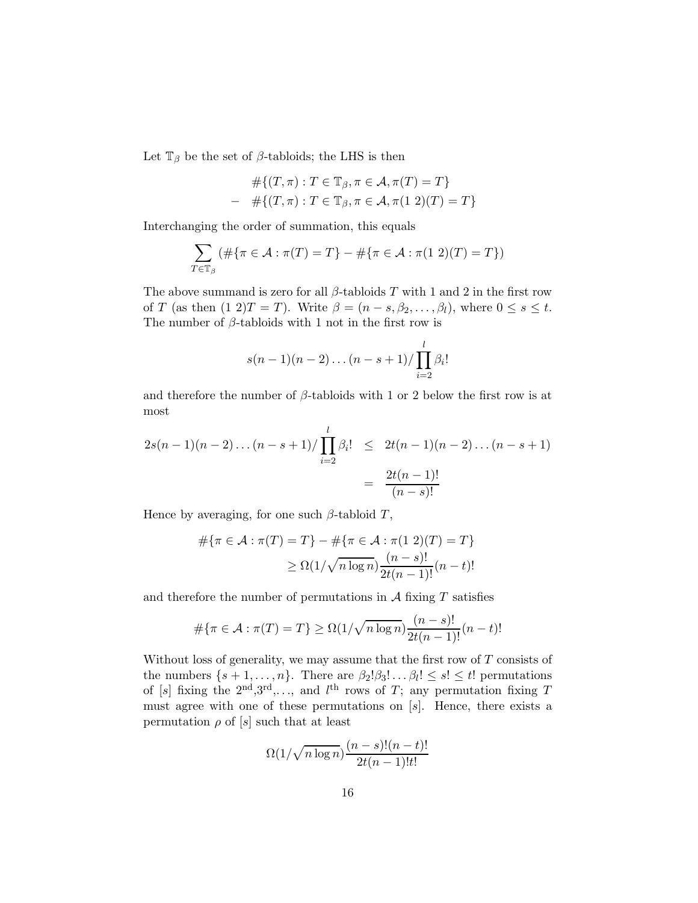Let $\mathbb{T}_\beta$ be the set of $\beta$-tabloids; the LHS is then

$$\begin{aligned} & \#\{(T,\pi) : T \in \mathbb{T}_\beta, \pi \in \mathcal{A}, \pi(T) = T\} \\ - \quad & \#\{(T,\pi) : T \in \mathbb{T}_\beta, \pi \in \mathcal{A}, \pi(1\ 2)(T) = T\} \end{aligned}$$

Interchanging the order of summation, this equals

$$\sum_{T \in \mathbb{T}_\beta} \left(\#\{\pi \in \mathcal{A} : \pi(T) = T\} - \#\{\pi \in \mathcal{A} : \pi(1\ 2)(T) = T\}\right)$$

The above summand is zero for all $\beta$-tabloids $T$ with 1 and 2 in the first row of $T$ (as then $(1\ 2)T = T$). Write $\beta = (n-s, \beta_2, \ldots, \beta_l)$, where $0 \leq s \leq t$. The number of $\beta$-tabloids with 1 not in the first row is

$$s(n-1)(n-2)\ldots(n-s+1)/\prod_{i=2}^{l} \beta_i!$$

and therefore the number of $\beta$-tabloids with 1 or 2 below the first row is at most

$$\begin{aligned} 2s(n-1)(n-2)\ldots(n-s+1)/\prod_{i=2}^{l}\beta_i! \quad &\leq \quad 2t(n-1)(n-2)\ldots(n-s+1) \\ &= \quad \frac{2t(n-1)!}{(n-s)!} \end{aligned}$$

Hence by averaging, for one such $\beta$-tabloid $T$,

$$\begin{aligned} &\#\{\pi \in \mathcal{A} : \pi(T) = T\} - \#\{\pi \in \mathcal{A} : \pi(1\ 2)(T) = T\} \\ &\qquad \geq \Omega(1/\sqrt{n \log n}) \frac{(n-s)!}{2t(n-1)!}(n-t)! \end{aligned}$$

and therefore the number of permutations in $\mathcal{A}$ fixing $T$ satisfies

$$\#\{\pi \in \mathcal{A} : \pi(T) = T\} \geq \Omega(1/\sqrt{n \log n}) \frac{(n-s)!}{2t(n-1)!}(n-t)!$$

Without loss of generality, we may assume that the first row of $T$ consists of the numbers $\{s+1, \ldots, n\}$. There are $\beta_2!\beta_3!\ldots\beta_l! \leq s! \leq t!$ permutations of $[s]$ fixing the $2^{\text{nd}}$,$3^{\text{rd}}$,..., and $l^{\text{th}}$ rows of $T$; any permutation fixing $T$ must agree with one of these permutations on $[s]$. Hence, there exists a permutation $\rho$ of $[s]$ such that at least

$$\Omega(1/\sqrt{n \log n}) \frac{(n-s)!(n-t)!}{2t(n-1)!t!}$$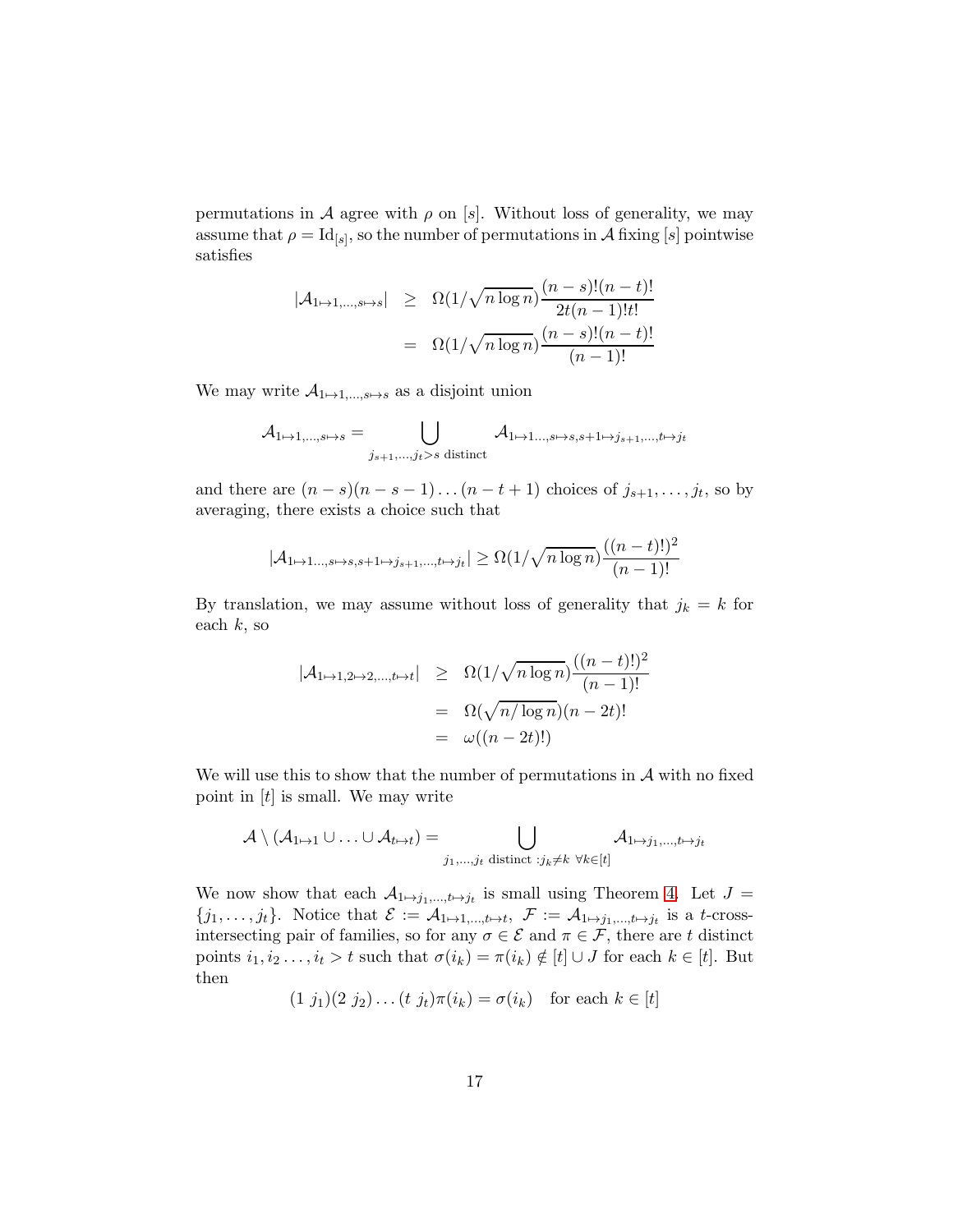permutations in $\mathcal{A}$ agree with $\rho$ on $[s]$. Without loss of generality, we may assume that $\rho = \mathrm{Id}_{[s]}$, so the number of permutations in $\mathcal{A}$ fixing $[s]$ pointwise satisfies

$$
\begin{aligned}
|\mathcal{A}_{1\mapsto 1,\ldots,s\mapsto s}| &\geq \Omega(1/\sqrt{n\log n})\frac{(n-s)!(n-t)!}{2t(n-1)!t!} \\
&= \Omega(1/\sqrt{n\log n})\frac{(n-s)!(n-t)!}{(n-1)!}
\end{aligned}
$$

We may write $\mathcal{A}_{1\mapsto 1,\ldots,s\mapsto s}$ as a disjoint union

$$
\mathcal{A}_{1\mapsto 1,\ldots,s\mapsto s} = \bigcup_{j_{s+1},\ldots,j_t > s \text{ distinct}} \mathcal{A}_{1\mapsto 1\ldots,s\mapsto s,s+1\mapsto j_{s+1},\ldots,t\mapsto j_t}
$$

and there are $(n-s)(n-s-1)\ldots(n-t+1)$ choices of $j_{s+1},\ldots,j_t$, so by averaging, there exists a choice such that

$$
|\mathcal{A}_{1\mapsto 1\ldots,s\mapsto s,s+1\mapsto j_{s+1},\ldots,t\mapsto j_t}| \geq \Omega(1/\sqrt{n\log n})\frac{((n-t)!)^2}{(n-1)!}
$$

By translation, we may assume without loss of generality that $j_k = k$ for each $k$, so

$$
\begin{aligned}
|\mathcal{A}_{1\mapsto 1,2\mapsto 2,\ldots,t\mapsto t}| &\geq \Omega(1/\sqrt{n\log n})\frac{((n-t)!)^2}{(n-1)!} \\
&= \Omega(\sqrt{n/\log n})(n-2t)! \\
&= \omega((n-2t)!)
\end{aligned}
$$

We will use this to show that the number of permutations in $\mathcal{A}$ with no fixed point in $[t]$ is small. We may write

$$
\mathcal{A} \setminus (\mathcal{A}_{1\mapsto 1} \cup \ldots \cup \mathcal{A}_{t\mapsto t}) = \bigcup_{j_1,\ldots,j_t \text{ distinct }: j_k \neq k \ \forall k\in[t]} \mathcal{A}_{1\mapsto j_1,\ldots,t\mapsto j_t}
$$

We now show that each $\mathcal{A}_{1\mapsto j_1,\ldots,t\mapsto j_t}$ is small using Theorem 4. Let $J = \{j_1,\ldots,j_t\}$. Notice that $\mathcal{E} := \mathcal{A}_{1\mapsto 1,\ldots,t\mapsto t}$, $\mathcal{F} := \mathcal{A}_{1\mapsto j_1,\ldots,t\mapsto j_t}$ is a $t$-cross-intersecting pair of families, so for any $\sigma \in \mathcal{E}$ and $\pi \in \mathcal{F}$, there are $t$ distinct points $i_1, i_2\ldots,i_t > t$ such that $\sigma(i_k) = \pi(i_k) \notin [t]\cup J$ for each $k \in [t]$. But then

$$
(1\ j_1)(2\ j_2)\ldots(t\ j_t)\pi(i_k) = \sigma(i_k) \quad \text{for each } k \in [t]
$$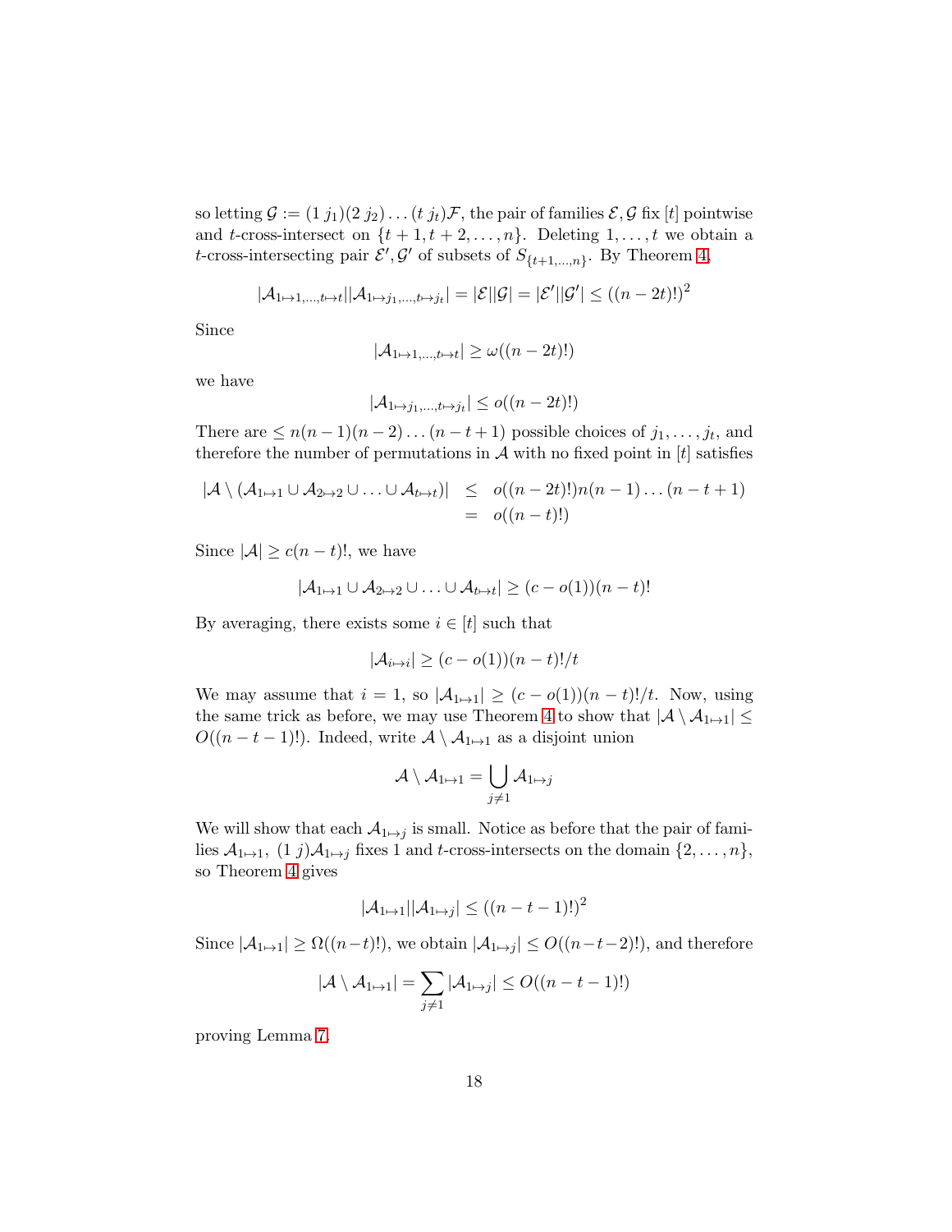so letting $\mathcal{G} := (1\ j_1)(2\ j_2)\dots(t\ j_t)\mathcal{F}$, the pair of families $\mathcal{E},\mathcal{G}$ fix $[t]$ pointwise and $t$-cross-intersect on $\{t+1, t+2, \dots, n\}$. Deleting $1,\dots,t$ we obtain a $t$-cross-intersecting pair $\mathcal{E}',\mathcal{G}'$ of subsets of $S_{\{t+1,\dots,n\}}$. By Theorem 4,

$$|\mathcal{A}_{1\mapsto 1,\dots,t\mapsto t}||\mathcal{A}_{1\mapsto j_1,\dots,t\mapsto j_t}| = |\mathcal{E}||\mathcal{G}| = |\mathcal{E}'||\mathcal{G}'| \leq ((n-2t)!)^2$$

Since

$$|\mathcal{A}_{1\mapsto 1,\dots,t\mapsto t}| \geq \omega((n-2t)!)$$

we have

$$|\mathcal{A}_{1\mapsto j_1,\dots,t\mapsto j_t}| \leq o((n-2t)!)$$

There are $\leq n(n-1)(n-2)\dots(n-t+1)$ possible choices of $j_1,\dots,j_t$, and therefore the number of permutations in $\mathcal{A}$ with no fixed point in $[t]$ satisfies

$$\begin{aligned} |\mathcal{A}\setminus(\mathcal{A}_{1\mapsto 1}\cup\mathcal{A}_{2\mapsto 2}\cup\dots\cup\mathcal{A}_{t\mapsto t})| &\leq o((n-2t)!)n(n-1)\dots(n-t+1) \\ &= o((n-t)!) \end{aligned}$$

Since $|\mathcal{A}| \geq c(n-t)!$, we have

$$|\mathcal{A}_{1\mapsto 1}\cup\mathcal{A}_{2\mapsto 2}\cup\dots\cup\mathcal{A}_{t\mapsto t}| \geq (c-o(1))(n-t)!$$

By averaging, there exists some $i \in [t]$ such that

$$|\mathcal{A}_{i\mapsto i}| \geq (c-o(1))(n-t)!/t$$

We may assume that $i=1$, so $|\mathcal{A}_{1\mapsto 1}| \geq (c-o(1))(n-t)!/t$. Now, using the same trick as before, we may use Theorem 4 to show that $|\mathcal{A}\setminus\mathcal{A}_{1\mapsto 1}| \leq O((n-t-1)!)$. Indeed, write $\mathcal{A}\setminus\mathcal{A}_{1\mapsto 1}$ as a disjoint union

$$\mathcal{A}\setminus\mathcal{A}_{1\mapsto 1} = \bigcup_{j\neq 1}\mathcal{A}_{1\mapsto j}$$

We will show that each $\mathcal{A}_{1\mapsto j}$ is small. Notice as before that the pair of families $\mathcal{A}_{1\mapsto 1}$, $(1\ j)\mathcal{A}_{1\mapsto j}$ fixes 1 and $t$-cross-intersects on the domain $\{2,\dots,n\}$, so Theorem 4 gives

$$|\mathcal{A}_{1\mapsto 1}||\mathcal{A}_{1\mapsto j}| \leq ((n-t-1)!)^2$$

Since $|\mathcal{A}_{1\mapsto 1}| \geq \Omega((n-t)!)$, we obtain $|\mathcal{A}_{1\mapsto j}| \leq O((n-t-2)!)$, and therefore

$$|\mathcal{A}\setminus\mathcal{A}_{1\mapsto 1}| = \sum_{j\neq 1}|\mathcal{A}_{1\mapsto j}| \leq O((n-t-1)!)$$

proving Lemma 7.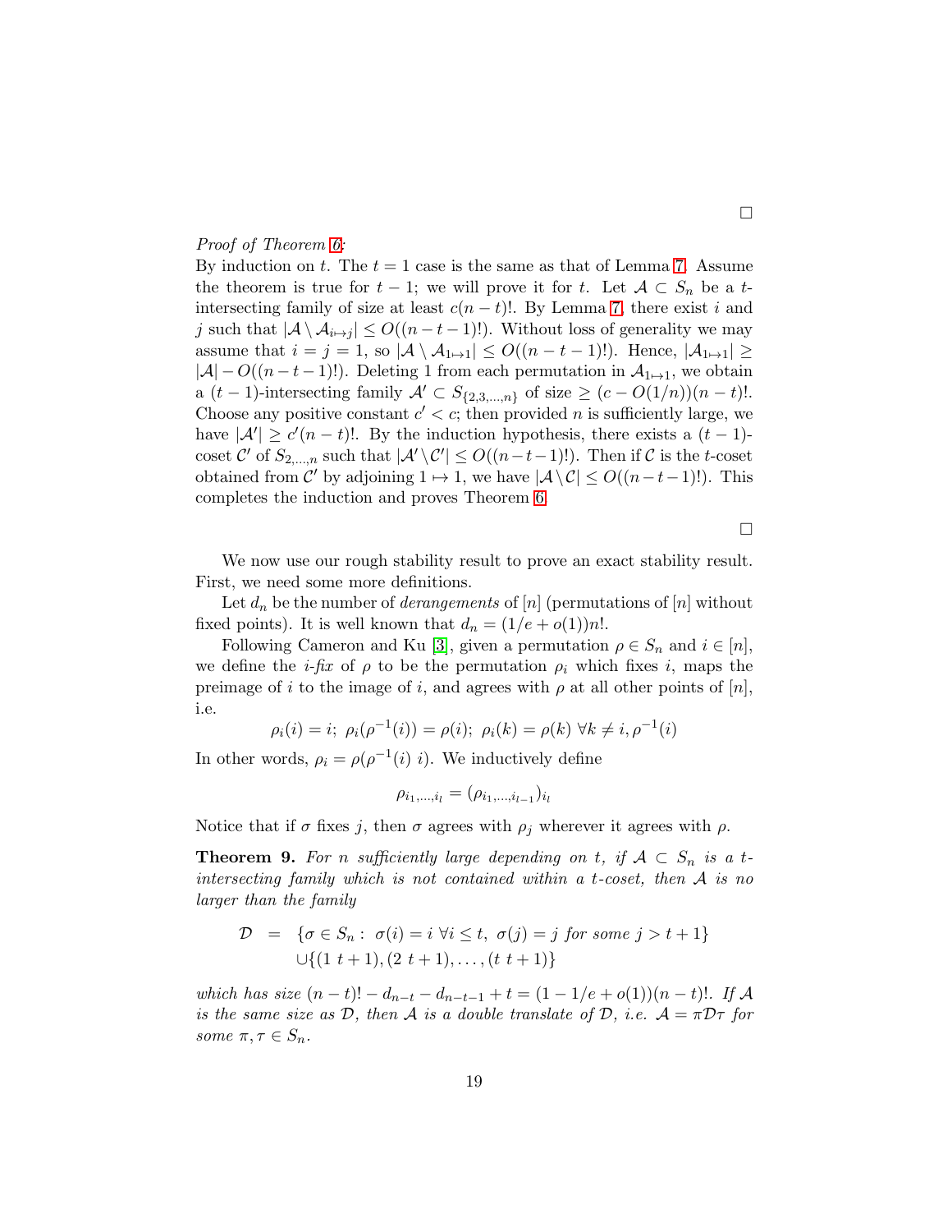□

*Proof of Theorem 6:*
By induction on $t$. The $t = 1$ case is the same as that of Lemma 7. Assume the theorem is true for $t-1$; we will prove it for $t$. Let $\mathcal{A} \subset S_n$ be a $t$-intersecting family of size at least $c(n-t)!$. By Lemma 7, there exist $i$ and $j$ such that $|\mathcal{A} \setminus \mathcal{A}_{i \mapsto j}| \leq O((n-t-1)!)$. Without loss of generality we may assume that $i = j = 1$, so $|\mathcal{A} \setminus \mathcal{A}_{1 \mapsto 1}| \leq O((n-t-1)!)$. Hence, $|\mathcal{A}_{1 \mapsto 1}| \geq |\mathcal{A}| - O((n-t-1)!)$. Deleting 1 from each permutation in $\mathcal{A}_{1 \mapsto 1}$, we obtain a $(t-1)$-intersecting family $\mathcal{A}' \subset S_{\{2,3,\ldots,n\}}$ of size $\geq (c - O(1/n))(n-t)!$. Choose any positive constant $c' < c$; then provided $n$ is sufficiently large, we have $|\mathcal{A}'| \geq c'(n-t)!$. By the induction hypothesis, there exists a $(t-1)$-coset $\mathcal{C}'$ of $S_{2,\ldots,n}$ such that $|\mathcal{A}' \setminus \mathcal{C}'| \leq O((n-t-1)!)$. Then if $\mathcal{C}$ is the $t$-coset obtained from $\mathcal{C}'$ by adjoining $1 \mapsto 1$, we have $|\mathcal{A} \setminus \mathcal{C}| \leq O((n-t-1)!)$. This completes the induction and proves Theorem 6.

□

We now use our rough stability result to prove an exact stability result. First, we need some more definitions.

Let $d_n$ be the number of *derangements* of $[n]$ (permutations of $[n]$ without fixed points). It is well known that $d_n = (1/e + o(1))n!$.

Following Cameron and Ku [3], given a permutation $\rho \in S_n$ and $i \in [n]$, we define the *i-fix* of $\rho$ to be the permutation $\rho_i$ which fixes $i$, maps the preimage of $i$ to the image of $i$, and agrees with $\rho$ at all other points of $[n]$, i.e.

$$\rho_i(i) = i;\ \rho_i(\rho^{-1}(i)) = \rho(i);\ \rho_i(k) = \rho(k)\ \forall k \neq i, \rho^{-1}(i)$$

In other words, $\rho_i = \rho(\rho^{-1}(i)\ i)$. We inductively define

$$\rho_{i_1,\ldots,i_l} = (\rho_{i_1,\ldots,i_{l-1}})_{i_l}$$

Notice that if $\sigma$ fixes $j$, then $\sigma$ agrees with $\rho_j$ wherever it agrees with $\rho$.

**Theorem 9.** *For $n$ sufficiently large depending on $t$, if $\mathcal{A} \subset S_n$ is a $t$-intersecting family which is not contained within a $t$-coset, then $\mathcal{A}$ is no larger than the family*

$$\begin{aligned}\mathcal{D} \;=\; & \{\sigma \in S_n :\ \sigma(i) = i\ \forall i \leq t,\ \sigma(j) = j \text{ for some } j > t+1\} \\ & \cup \{(1\ t+1), (2\ t+1), \ldots, (t\ t+1)\}\end{aligned}$$

*which has size $(n-t)! - d_{n-t} - d_{n-t-1} + t = (1 - 1/e + o(1))(n-t)!$. If $\mathcal{A}$ is the same size as $\mathcal{D}$, then $\mathcal{A}$ is a double translate of $\mathcal{D}$, i.e. $\mathcal{A} = \pi \mathcal{D} \tau$ for some $\pi, \tau \in S_n$.*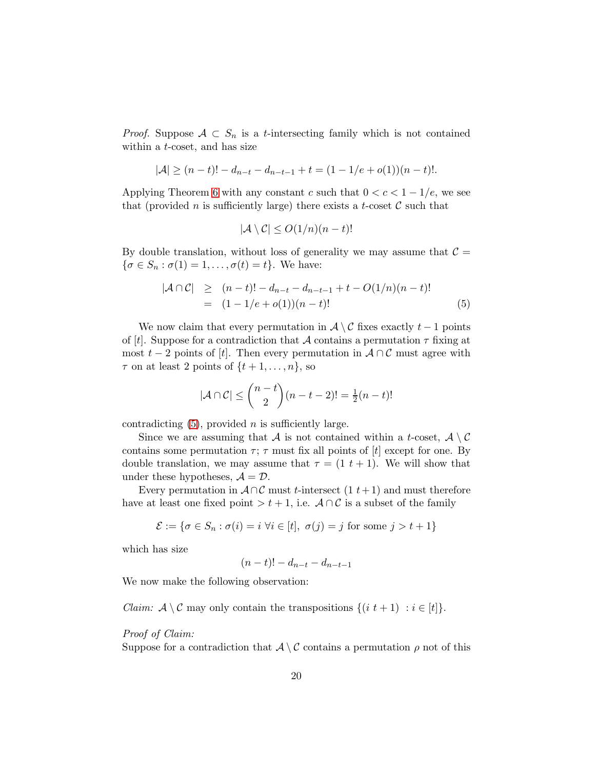*Proof.* Suppose $\mathcal{A} \subset S_n$ is a $t$-intersecting family which is not contained within a $t$-coset, and has size

$$|\mathcal{A}| \geq (n-t)! - d_{n-t} - d_{n-t-1} + t = (1 - 1/e + o(1))(n-t)!.$$

Applying Theorem 6 with any constant $c$ such that $0 < c < 1 - 1/e$, we see that (provided $n$ is sufficiently large) there exists a $t$-coset $\mathcal{C}$ such that

$$|\mathcal{A} \setminus \mathcal{C}| \leq O(1/n)(n-t)!$$

By double translation, without loss of generality we may assume that $\mathcal{C} = \{\sigma \in S_n : \sigma(1) = 1, \ldots, \sigma(t) = t\}$. We have:

$$\begin{aligned} |\mathcal{A} \cap \mathcal{C}| &\geq (n-t)! - d_{n-t} - d_{n-t-1} + t - O(1/n)(n-t)! \\ &= (1 - 1/e + o(1))(n-t)! \end{aligned} \tag{5}$$

We now claim that every permutation in $\mathcal{A} \setminus \mathcal{C}$ fixes exactly $t-1$ points of $[t]$. Suppose for a contradiction that $\mathcal{A}$ contains a permutation $\tau$ fixing at most $t-2$ points of $[t]$. Then every permutation in $\mathcal{A} \cap \mathcal{C}$ must agree with $\tau$ on at least 2 points of $\{t+1, \ldots, n\}$, so

$$|\mathcal{A} \cap \mathcal{C}| \leq \binom{n-t}{2}(n-t-2)! = \tfrac{1}{2}(n-t)!$$

contradicting (5), provided $n$ is sufficiently large.

Since we are assuming that $\mathcal{A}$ is not contained within a $t$-coset, $\mathcal{A} \setminus \mathcal{C}$ contains some permutation $\tau$; $\tau$ must fix all points of $[t]$ except for one. By double translation, we may assume that $\tau = (1\ t+1)$. We will show that under these hypotheses, $\mathcal{A} = \mathcal{D}$.

Every permutation in $\mathcal{A} \cap \mathcal{C}$ must $t$-intersect $(1\ t+1)$ and must therefore have at least one fixed point $> t+1$, i.e. $\mathcal{A} \cap \mathcal{C}$ is a subset of the family

$$\mathcal{E} := \{\sigma \in S_n : \sigma(i) = i\ \forall i \in [t],\ \sigma(j) = j \text{ for some } j > t+1\}$$

which has size

$$(n-t)! - d_{n-t} - d_{n-t-1}$$

We now make the following observation:

*Claim:* $\mathcal{A} \setminus \mathcal{C}$ may only contain the transpositions $\{(i\ t+1)\ : i \in [t]\}$.

*Proof of Claim:*

Suppose for a contradiction that $\mathcal{A} \setminus \mathcal{C}$ contains a permutation $\rho$ not of this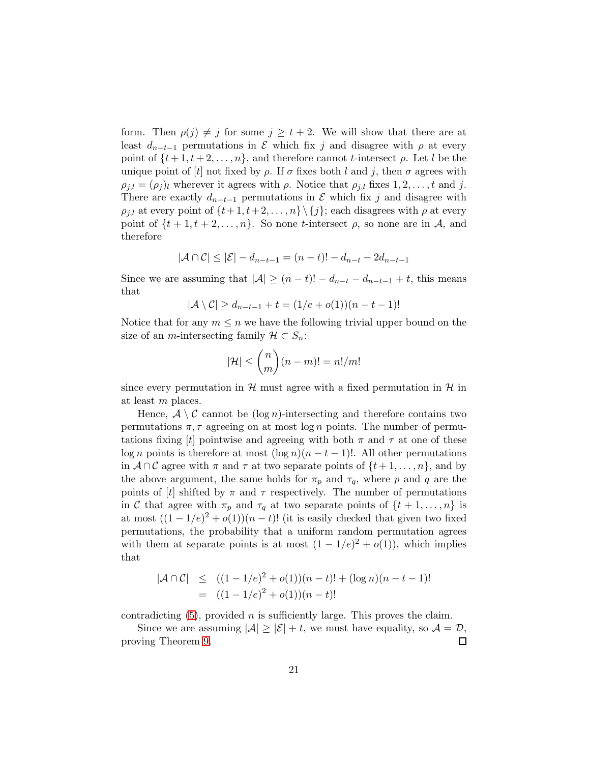form. Then $\rho(j) \neq j$ for some $j \geq t+2$. We will show that there are at least $d_{n-t-1}$ permutations in $\mathcal{E}$ which fix $j$ and disagree with $\rho$ at every point of $\{t+1, t+2, \ldots, n\}$, and therefore cannot $t$-intersect $\rho$. Let $l$ be the unique point of $[t]$ not fixed by $\rho$. If $\sigma$ fixes both $l$ and $j$, then $\sigma$ agrees with $\rho_{j,l} = (\rho_j)_l$ wherever it agrees with $\rho$. Notice that $\rho_{j,l}$ fixes $1, 2, \ldots, t$ and $j$. There are exactly $d_{n-t-1}$ permutations in $\mathcal{E}$ which fix $j$ and disagree with $\rho_{j,l}$ at every point of $\{t+1, t+2, \ldots, n\} \setminus \{j\}$; each disagrees with $\rho$ at every point of $\{t+1, t+2, \ldots, n\}$. So none $t$-intersect $\rho$, so none are in $\mathcal{A}$, and therefore

$$|\mathcal{A} \cap \mathcal{C}| \leq |\mathcal{E}| - d_{n-t-1} = (n-t)! - d_{n-t} - 2d_{n-t-1}$$

Since we are assuming that $|\mathcal{A}| \geq (n-t)! - d_{n-t} - d_{n-t-1} + t$, this means that

$$|\mathcal{A} \setminus \mathcal{C}| \geq d_{n-t-1} + t = (1/e + o(1))(n-t-1)!$$

Notice that for any $m \leq n$ we have the following trivial upper bound on the size of an $m$-intersecting family $\mathcal{H} \subset S_n$:

$$|\mathcal{H}| \leq \binom{n}{m}(n-m)! = n!/m!$$

since every permutation in $\mathcal{H}$ must agree with a fixed permutation in $\mathcal{H}$ in at least $m$ places.

Hence, $\mathcal{A} \setminus \mathcal{C}$ cannot be $(\log n)$-intersecting and therefore contains two permutations $\pi, \tau$ agreeing on at most $\log n$ points. The number of permutations fixing $[t]$ pointwise and agreeing with both $\pi$ and $\tau$ at one of these $\log n$ points is therefore at most $(\log n)(n-t-1)!$. All other permutations in $\mathcal{A} \cap \mathcal{C}$ agree with $\pi$ and $\tau$ at two separate points of $\{t+1, \ldots, n\}$, and by the above argument, the same holds for $\pi_p$ and $\tau_q$, where $p$ and $q$ are the points of $[t]$ shifted by $\pi$ and $\tau$ respectively. The number of permutations in $\mathcal{C}$ that agree with $\pi_p$ and $\tau_q$ at two separate points of $\{t+1, \ldots, n\}$ is at most $((1-1/e)^2 + o(1))(n-t)!$ (it is easily checked that given two fixed permutations, the probability that a uniform random permutation agrees with them at separate points is at most $(1-1/e)^2 + o(1)$), which implies that

$$\begin{aligned}
|\mathcal{A} \cap \mathcal{C}| &\leq ((1-1/e)^2 + o(1))(n-t)! + (\log n)(n-t-1)! \\
&= ((1-1/e)^2 + o(1))(n-t)!
\end{aligned}$$

contradicting (5), provided $n$ is sufficiently large. This proves the claim.

Since we are assuming $|\mathcal{A}| \geq |\mathcal{E}| + t$, we must have equality, so $\mathcal{A} = \mathcal{D}$, proving Theorem 9. □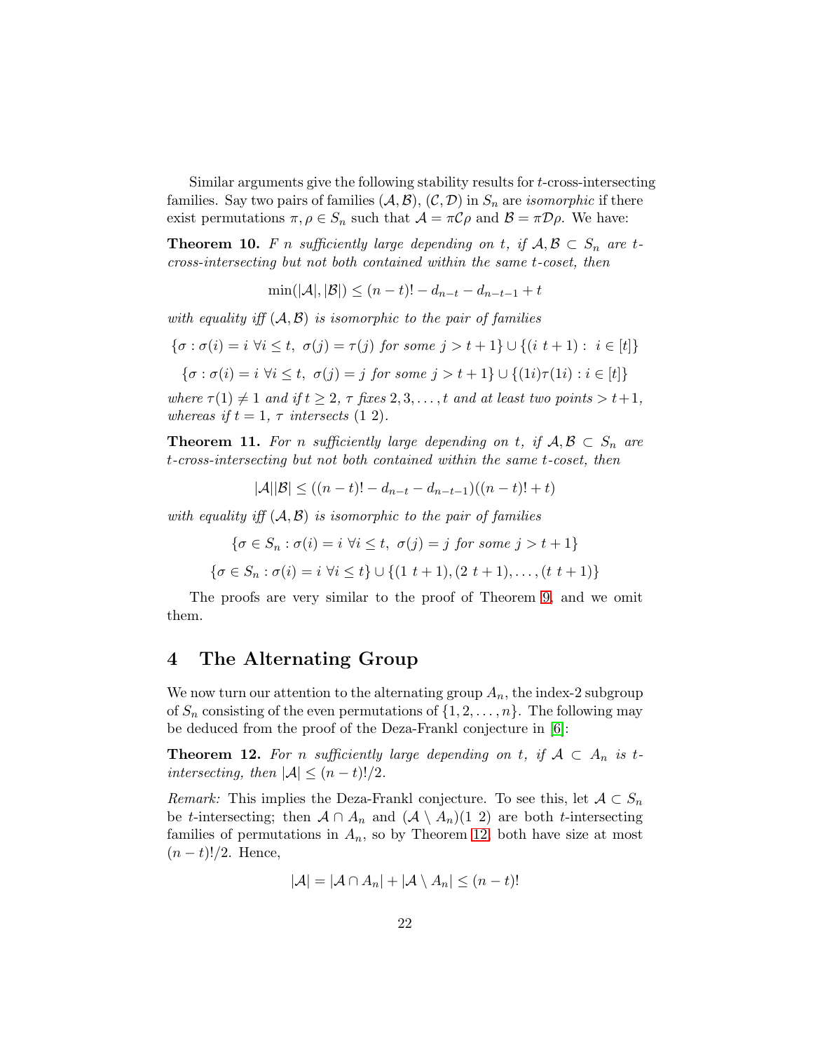Similar arguments give the following stability results for $t$-cross-intersecting families. Say two pairs of families $(\mathcal{A},\mathcal{B})$, $(\mathcal{C},\mathcal{D})$ in $S_n$ are *isomorphic* if there exist permutations $\pi,\rho \in S_n$ such that $\mathcal{A} = \pi\mathcal{C}\rho$ and $\mathcal{B} = \pi\mathcal{D}\rho$. We have:

**Theorem 10.** *F $n$ sufficiently large depending on $t$, if $\mathcal{A},\mathcal{B} \subset S_n$ are $t$-cross-intersecting but not both contained within the same $t$-coset, then*

$$\min(|\mathcal{A}|,|\mathcal{B}|) \leq (n-t)! - d_{n-t} - d_{n-t-1} + t$$

*with equality iff $(\mathcal{A},\mathcal{B})$ is isomorphic to the pair of families*

$$\{\sigma : \sigma(i) = i \ \forall i \leq t,\ \sigma(j) = \tau(j) \text{ for some } j > t+1\} \cup \{(i\ t+1) :\ i \in [t]\}$$

$$\{\sigma : \sigma(i) = i \ \forall i \leq t,\ \sigma(j) = j \text{ for some } j > t+1\} \cup \{(1i)\tau(1i) : i \in [t]\}$$

*where $\tau(1) \neq 1$ and if $t \geq 2$, $\tau$ fixes $2,3,\ldots,t$ and at least two points $> t+1$, whereas if $t = 1$, $\tau$ intersects $(1\ 2)$.*

**Theorem 11.** *For $n$ sufficiently large depending on $t$, if $\mathcal{A},\mathcal{B} \subset S_n$ are $t$-cross-intersecting but not both contained within the same $t$-coset, then*

$$|\mathcal{A}||\mathcal{B}| \leq ((n-t)! - d_{n-t} - d_{n-t-1})((n-t)! + t)$$

*with equality iff $(\mathcal{A},\mathcal{B})$ is isomorphic to the pair of families*

$$\{\sigma \in S_n : \sigma(i) = i \ \forall i \leq t,\ \sigma(j) = j \text{ for some } j > t+1\}$$

$$\{\sigma \in S_n : \sigma(i) = i \ \forall i \leq t\} \cup \{(1\ t+1),(2\ t+1),\ldots,(t\ t+1)\}$$

The proofs are very similar to the proof of Theorem 9, and we omit them.

## 4 The Alternating Group

We now turn our attention to the alternating group $A_n$, the index-2 subgroup of $S_n$ consisting of the even permutations of $\{1,2,\ldots,n\}$. The following may be deduced from the proof of the Deza-Frankl conjecture in [6]:

**Theorem 12.** *For $n$ sufficiently large depending on $t$, if $\mathcal{A} \subset A_n$ is $t$-intersecting, then $|\mathcal{A}| \leq (n-t)!/2$.*

*Remark:* This implies the Deza-Frankl conjecture. To see this, let $\mathcal{A} \subset S_n$ be $t$-intersecting; then $\mathcal{A} \cap A_n$ and $(\mathcal{A} \setminus A_n)(1\ 2)$ are both $t$-intersecting families of permutations in $A_n$, so by Theorem 12, both have size at most $(n-t)!/2$. Hence,

$$|\mathcal{A}| = |\mathcal{A} \cap A_n| + |\mathcal{A} \setminus A_n| \leq (n-t)!$$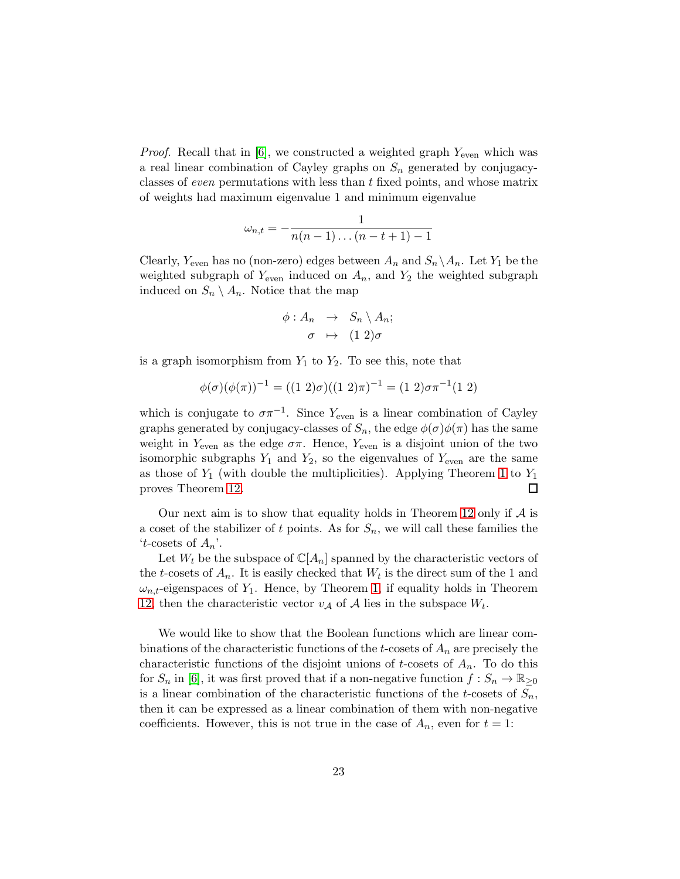*Proof.* Recall that in [6], we constructed a weighted graph $Y_{\text{even}}$ which was a real linear combination of Cayley graphs on $S_n$ generated by conjugacy-classes of *even* permutations with less than $t$ fixed points, and whose matrix of weights had maximum eigenvalue 1 and minimum eigenvalue

$$\omega_{n,t} = -\frac{1}{n(n-1)\dots(n-t+1)-1}$$

Clearly, $Y_{\text{even}}$ has no (non-zero) edges between $A_n$ and $S_n \setminus A_n$. Let $Y_1$ be the weighted subgraph of $Y_{\text{even}}$ induced on $A_n$, and $Y_2$ the weighted subgraph induced on $S_n \setminus A_n$. Notice that the map

$$\begin{aligned} \phi : A_n &\rightarrow S_n \setminus A_n; \\ \sigma &\mapsto (1\ 2)\sigma \end{aligned}$$

is a graph isomorphism from $Y_1$ to $Y_2$. To see this, note that

$$\phi(\sigma)(\phi(\pi))^{-1} = ((1\ 2)\sigma)((1\ 2)\pi)^{-1} = (1\ 2)\sigma\pi^{-1}(1\ 2)$$

which is conjugate to $\sigma\pi^{-1}$. Since $Y_{\text{even}}$ is a linear combination of Cayley graphs generated by conjugacy-classes of $S_n$, the edge $\phi(\sigma)\phi(\pi)$ has the same weight in $Y_{\text{even}}$ as the edge $\sigma\pi$. Hence, $Y_{\text{even}}$ is a disjoint union of the two isomorphic subgraphs $Y_1$ and $Y_2$, so the eigenvalues of $Y_{\text{even}}$ are the same as those of $Y_1$ (with double the multiplicities). Applying Theorem 1 to $Y_1$ proves Theorem 12. □

Our next aim is to show that equality holds in Theorem 12 only if $\mathcal{A}$ is a coset of the stabilizer of $t$ points. As for $S_n$, we will call these families the '$t$-cosets of $A_n$'.

Let $W_t$ be the subspace of $\mathbb{C}[A_n]$ spanned by the characteristic vectors of the $t$-cosets of $A_n$. It is easily checked that $W_t$ is the direct sum of the 1 and $\omega_{n,t}$-eigenspaces of $Y_1$. Hence, by Theorem 1, if equality holds in Theorem 12, then the characteristic vector $v_{\mathcal{A}}$ of $\mathcal{A}$ lies in the subspace $W_t$.

We would like to show that the Boolean functions which are linear combinations of the characteristic functions of the $t$-cosets of $A_n$ are precisely the characteristic functions of the disjoint unions of $t$-cosets of $A_n$. To do this for $S_n$ in [6], it was first proved that if a non-negative function $f : S_n \rightarrow \mathbb{R}_{\geq 0}$ is a linear combination of the characteristic functions of the $t$-cosets of $S_n$, then it can be expressed as a linear combination of them with non-negative coefficients. However, this is not true in the case of $A_n$, even for $t = 1$: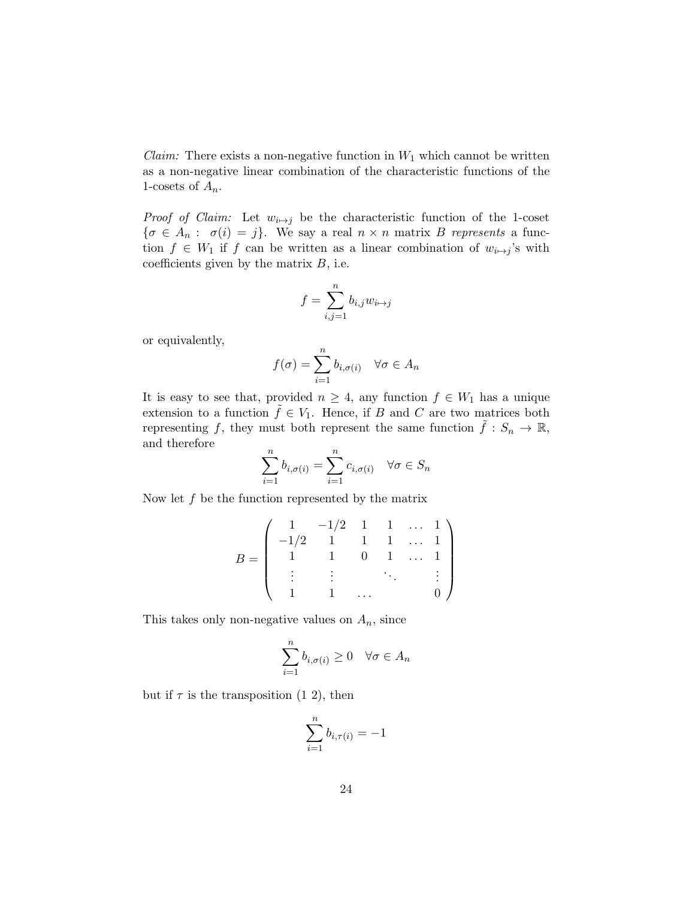*Claim:* There exists a non-negative function in $W_1$ which cannot be written as a non-negative linear combination of the characteristic functions of the 1-cosets of $A_n$.

*Proof of Claim:* Let $w_{i \mapsto j}$ be the characteristic function of the 1-coset $\{\sigma \in A_n : \sigma(i) = j\}$. We say a real $n \times n$ matrix $B$ *represents* a function $f \in W_1$ if $f$ can be written as a linear combination of $w_{i \mapsto j}$'s with coefficients given by the matrix $B$, i.e.

$$f = \sum_{i,j=1}^{n} b_{i,j} w_{i \mapsto j}$$

or equivalently,

$$f(\sigma) = \sum_{i=1}^{n} b_{i,\sigma(i)} \quad \forall \sigma \in A_n$$

It is easy to see that, provided $n \geq 4$, any function $f \in W_1$ has a unique extension to a function $\tilde{f} \in V_1$. Hence, if $B$ and $C$ are two matrices both representing $f$, they must both represent the same function $\tilde{f} : S_n \to \mathbb{R}$, and therefore

$$\sum_{i=1}^{n} b_{i,\sigma(i)} = \sum_{i=1}^{n} c_{i,\sigma(i)} \quad \forall \sigma \in S_n$$

Now let $f$ be the function represented by the matrix

$$B = \begin{pmatrix} 1 & -1/2 & 1 & 1 & \dots & 1 \\ -1/2 & 1 & 1 & 1 & \dots & 1 \\ 1 & 1 & 0 & 1 & \dots & 1 \\ \vdots & \vdots & & \ddots & & \vdots \\ 1 & 1 & \dots & & & 0 \end{pmatrix}$$

This takes only non-negative values on $A_n$, since

$$\sum_{i=1}^{n} b_{i,\sigma(i)} \geq 0 \quad \forall \sigma \in A_n$$

but if $\tau$ is the transposition (1 2), then

$$\sum_{i=1}^{n} b_{i,\tau(i)} = -1$$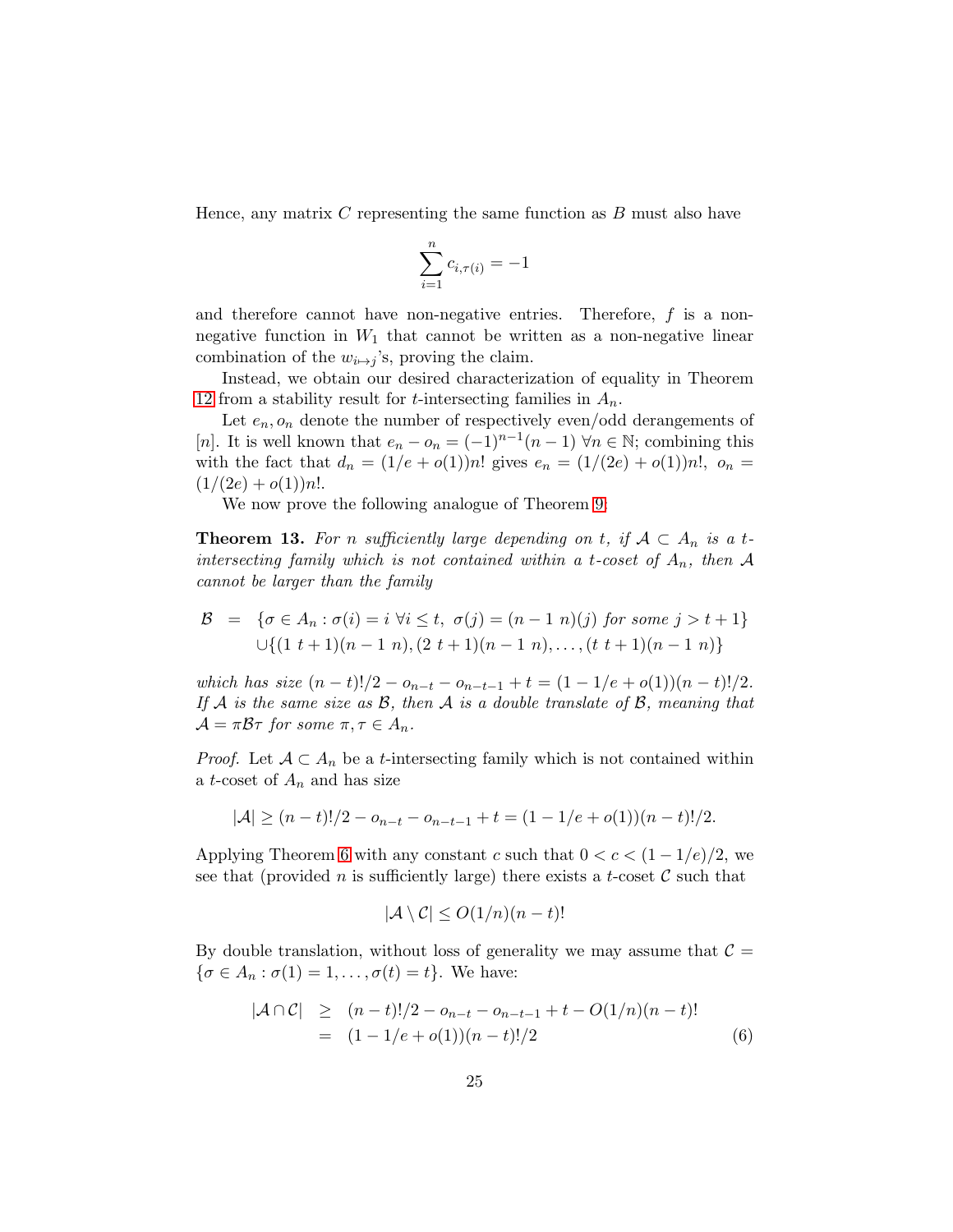Hence, any matrix $C$ representing the same function as $B$ must also have

$$\sum_{i=1}^{n} c_{i,\tau(i)} = -1$$

and therefore cannot have non-negative entries. Therefore, $f$ is a non-negative function in $W_1$ that cannot be written as a non-negative linear combination of the $w_{i \mapsto j}$'s, proving the claim.

Instead, we obtain our desired characterization of equality in Theorem 12 from a stability result for $t$-intersecting families in $A_n$.

Let $e_n, o_n$ denote the number of respectively even/odd derangements of $[n]$. It is well known that $e_n - o_n = (-1)^{n-1}(n-1)\ \forall n \in \mathbb{N}$; combining this with the fact that $d_n = (1/e + o(1))n!$ gives $e_n = (1/(2e) + o(1))n!,\ o_n = (1/(2e) + o(1))n!$.

We now prove the following analogue of Theorem 9:

**Theorem 13.** *For $n$ sufficiently large depending on $t$, if $\mathcal{A} \subset A_n$ is a $t$-intersecting family which is not contained within a $t$-coset of $A_n$, then $\mathcal{A}$ cannot be larger than the family*

$$\begin{aligned} \mathcal{B} &= \{\sigma \in A_n : \sigma(i) = i\ \forall i \leq t,\ \sigma(j) = (n-1\ n)(j) \text{ for some } j > t+1\} \\ &\quad \cup \{(1\ t+1)(n-1\ n), (2\ t+1)(n-1\ n), \ldots, (t\ t+1)(n-1\ n)\} \end{aligned}$$

*which has size $(n-t)!/2 - o_{n-t} - o_{n-t-1} + t = (1 - 1/e + o(1))(n-t)!/2$. If $\mathcal{A}$ is the same size as $\mathcal{B}$, then $\mathcal{A}$ is a double translate of $\mathcal{B}$, meaning that $\mathcal{A} = \pi\mathcal{B}\tau$ for some $\pi, \tau \in A_n$.*

*Proof.* Let $\mathcal{A} \subset A_n$ be a $t$-intersecting family which is not contained within a $t$-coset of $A_n$ and has size

$$|\mathcal{A}| \geq (n-t)!/2 - o_{n-t} - o_{n-t-1} + t = (1 - 1/e + o(1))(n-t)!/2.$$

Applying Theorem 6 with any constant $c$ such that $0 < c < (1 - 1/e)/2$, we see that (provided $n$ is sufficiently large) there exists a $t$-coset $\mathcal{C}$ such that

$$|\mathcal{A} \setminus \mathcal{C}| \leq O(1/n)(n-t)!$$

By double translation, without loss of generality we may assume that $\mathcal{C} = \{\sigma \in A_n : \sigma(1) = 1, \ldots, \sigma(t) = t\}$. We have:

$$\begin{aligned} |\mathcal{A} \cap \mathcal{C}| &\geq (n-t)!/2 - o_{n-t} - o_{n-t-1} + t - O(1/n)(n-t)! \\ &= (1 - 1/e + o(1))(n-t)!/2 \end{aligned} \tag{6}$$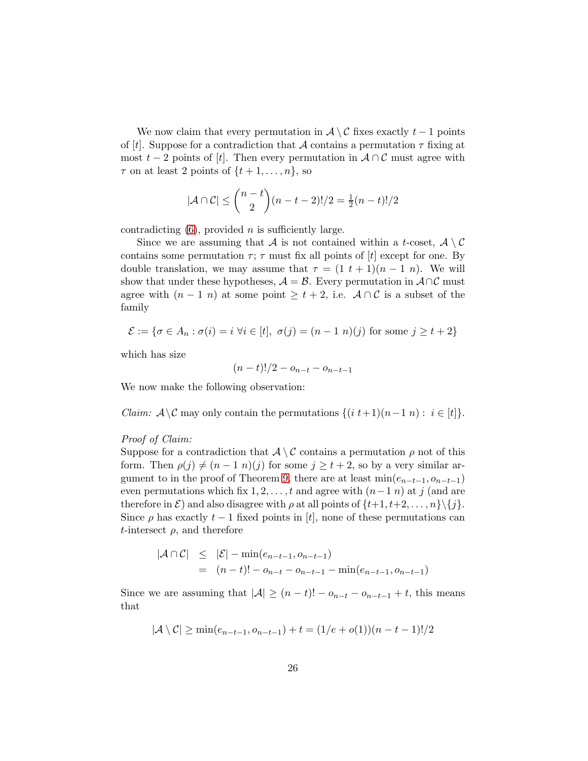We now claim that every permutation in $\mathcal{A} \setminus \mathcal{C}$ fixes exactly $t-1$ points of $[t]$. Suppose for a contradiction that $\mathcal{A}$ contains a permutation $\tau$ fixing at most $t-2$ points of $[t]$. Then every permutation in $\mathcal{A} \cap \mathcal{C}$ must agree with $\tau$ on at least 2 points of $\{t+1, \ldots, n\}$, so

$$|\mathcal{A} \cap \mathcal{C}| \leq \binom{n-t}{2}(n-t-2)!/2 = \tfrac{1}{2}(n-t)!/2$$

contradicting (6), provided $n$ is sufficiently large.

Since we are assuming that $\mathcal{A}$ is not contained within a $t$-coset, $\mathcal{A} \setminus \mathcal{C}$ contains some permutation $\tau$; $\tau$ must fix all points of $[t]$ except for one. By double translation, we may assume that $\tau = (1\ t+1)(n-1\ n)$. We will show that under these hypotheses, $\mathcal{A} = \mathcal{B}$. Every permutation in $\mathcal{A} \cap \mathcal{C}$ must agree with $(n-1\ n)$ at some point $\geq t+2$, i.e. $\mathcal{A} \cap \mathcal{C}$ is a subset of the family

$$\mathcal{E} := \{\sigma \in A_n : \sigma(i) = i\ \forall i \in [t],\ \sigma(j) = (n-1\ n)(j) \text{ for some } j \geq t+2\}$$

which has size

$$(n-t)!/2 - o_{n-t} - o_{n-t-1}$$

We now make the following observation:

*Claim:* $\mathcal{A} \setminus \mathcal{C}$ may only contain the permutations $\{(i\ t+1)(n-1\ n) :\ i \in [t]\}$.

*Proof of Claim:*
Suppose for a contradiction that $\mathcal{A} \setminus \mathcal{C}$ contains a permutation $\rho$ not of this form. Then $\rho(j) \neq (n-1\ n)(j)$ for some $j \geq t+2$, so by a very similar argument to in the proof of Theorem 9, there are at least $\min(e_{n-t-1}, o_{n-t-1})$ even permutations which fix $1, 2, \ldots, t$ and agree with $(n-1\ n)$ at $j$ (and are therefore in $\mathcal{E}$) and also disagree with $\rho$ at all points of $\{t+1, t+2, \ldots, n\} \setminus \{j\}$. Since $\rho$ has exactly $t-1$ fixed points in $[t]$, none of these permutations can $t$-intersect $\rho$, and therefore

$$\begin{aligned}
|\mathcal{A} \cap \mathcal{C}| &\leq |\mathcal{E}| - \min(e_{n-t-1}, o_{n-t-1}) \\
&= (n-t)! - o_{n-t} - o_{n-t-1} - \min(e_{n-t-1}, o_{n-t-1})
\end{aligned}$$

Since we are assuming that $|\mathcal{A}| \geq (n-t)! - o_{n-t} - o_{n-t-1} + t$, this means that

$$|\mathcal{A} \setminus \mathcal{C}| \geq \min(e_{n-t-1}, o_{n-t-1}) + t = (1/e + o(1))(n-t-1)!/2$$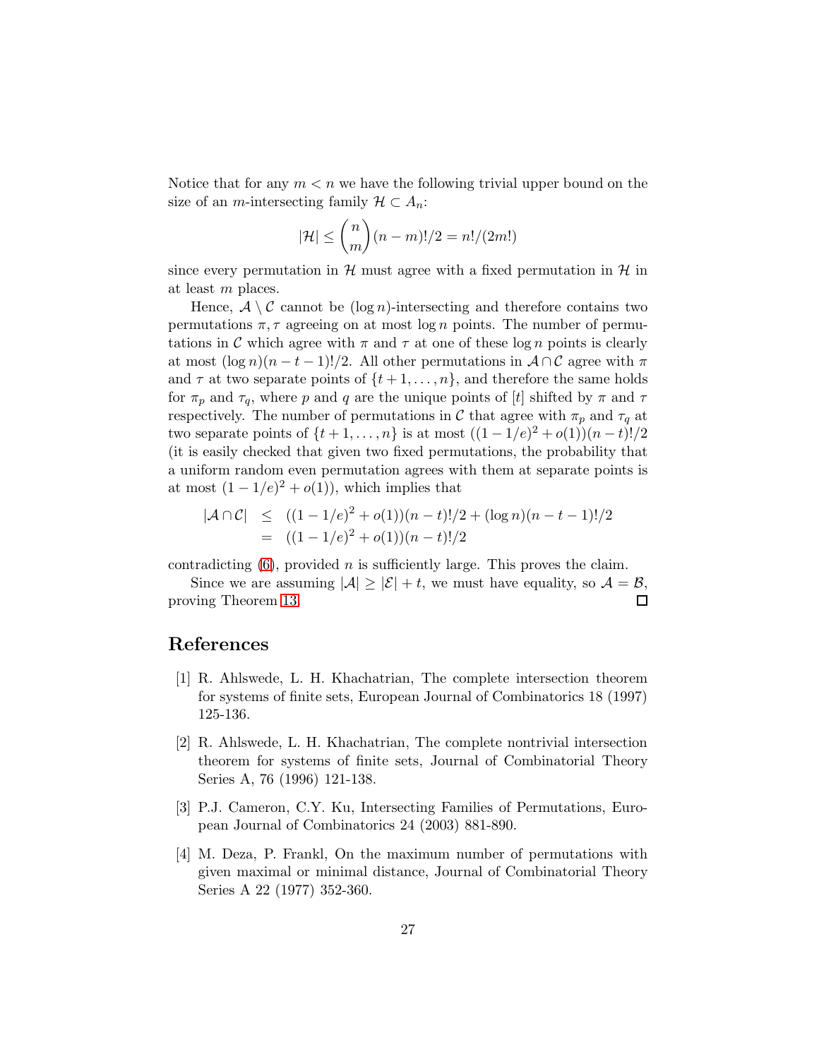Notice that for any $m < n$ we have the following trivial upper bound on the size of an $m$-intersecting family $\mathcal{H} \subset A_n$:

$$|\mathcal{H}| \leq \binom{n}{m}(n-m)!/2 = n!/(2m!)$$

since every permutation in $\mathcal{H}$ must agree with a fixed permutation in $\mathcal{H}$ in at least $m$ places.

Hence, $\mathcal{A} \setminus \mathcal{C}$ cannot be $(\log n)$-intersecting and therefore contains two permutations $\pi, \tau$ agreeing on at most $\log n$ points. The number of permutations in $\mathcal{C}$ which agree with $\pi$ and $\tau$ at one of these $\log n$ points is clearly at most $(\log n)(n-t-1)!/2$. All other permutations in $\mathcal{A} \cap \mathcal{C}$ agree with $\pi$ and $\tau$ at two separate points of $\{t+1, \ldots, n\}$, and therefore the same holds for $\pi_p$ and $\tau_q$, where $p$ and $q$ are the unique points of $[t]$ shifted by $\pi$ and $\tau$ respectively. The number of permutations in $\mathcal{C}$ that agree with $\pi_p$ and $\tau_q$ at two separate points of $\{t+1, \ldots, n\}$ is at most $((1-1/e)^2 + o(1))(n-t)!/2$ (it is easily checked that given two fixed permutations, the probability that a uniform random even permutation agrees with them at separate points is at most $(1-1/e)^2 + o(1)$), which implies that

$$\begin{aligned} |\mathcal{A} \cap \mathcal{C}| &\leq ((1-1/e)^2 + o(1))(n-t)!/2 + (\log n)(n-t-1)!/2 \\ &= ((1-1/e)^2 + o(1))(n-t)!/2 \end{aligned}$$

contradicting (6), provided $n$ is sufficiently large. This proves the claim.

Since we are assuming $|\mathcal{A}| \geq |\mathcal{E}| + t$, we must have equality, so $\mathcal{A} = \mathcal{B}$, proving Theorem 13. □

## References

[1] R. Ahlswede, L. H. Khachatrian, The complete intersection theorem for systems of finite sets, European Journal of Combinatorics 18 (1997) 125-136.

[2] R. Ahlswede, L. H. Khachatrian, The complete nontrivial intersection theorem for systems of finite sets, Journal of Combinatorial Theory Series A, 76 (1996) 121-138.

[3] P.J. Cameron, C.Y. Ku, Intersecting Families of Permutations, European Journal of Combinatorics 24 (2003) 881-890.

[4] M. Deza, P. Frankl, On the maximum number of permutations with given maximal or minimal distance, Journal of Combinatorial Theory Series A 22 (1977) 352-360.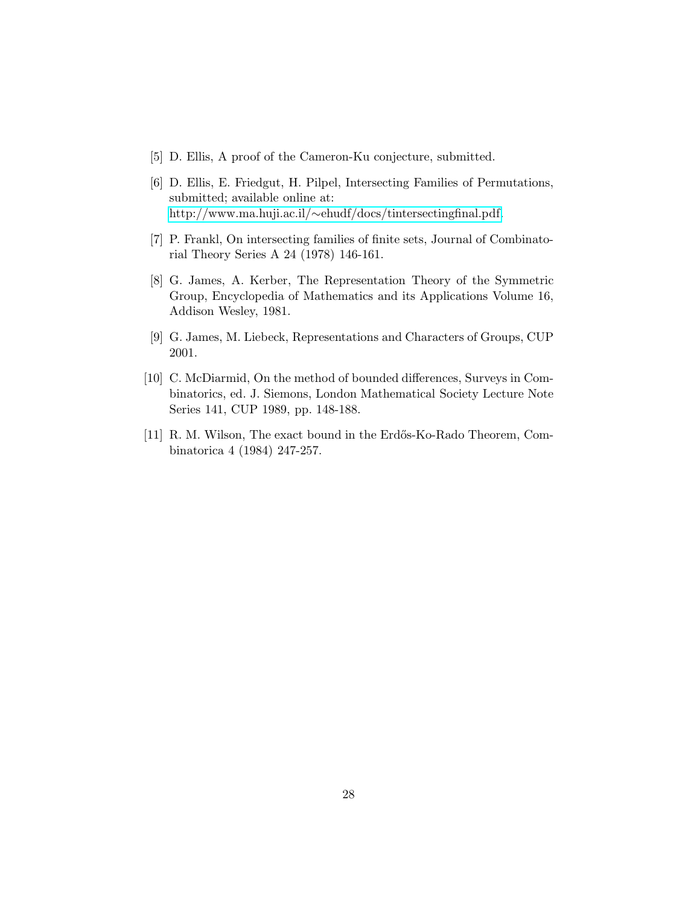[5] D. Ellis, A proof of the Cameron-Ku conjecture, submitted.

[6] D. Ellis, E. Friedgut, H. Pilpel, Intersecting Families of Permutations, submitted; available online at: http://www.ma.huji.ac.il/∼ehudf/docs/tintersectingfinal.pdf.

[7] P. Frankl, On intersecting families of finite sets, Journal of Combinatorial Theory Series A 24 (1978) 146-161.

[8] G. James, A. Kerber, The Representation Theory of the Symmetric Group, Encyclopedia of Mathematics and its Applications Volume 16, Addison Wesley, 1981.

[9] G. James, M. Liebeck, Representations and Characters of Groups, CUP 2001.

[10] C. McDiarmid, On the method of bounded differences, Surveys in Combinatorics, ed. J. Siemons, London Mathematical Society Lecture Note Series 141, CUP 1989, pp. 148-188.

[11] R. M. Wilson, The exact bound in the Erdős-Ko-Rado Theorem, Combinatorica 4 (1984) 247-257.